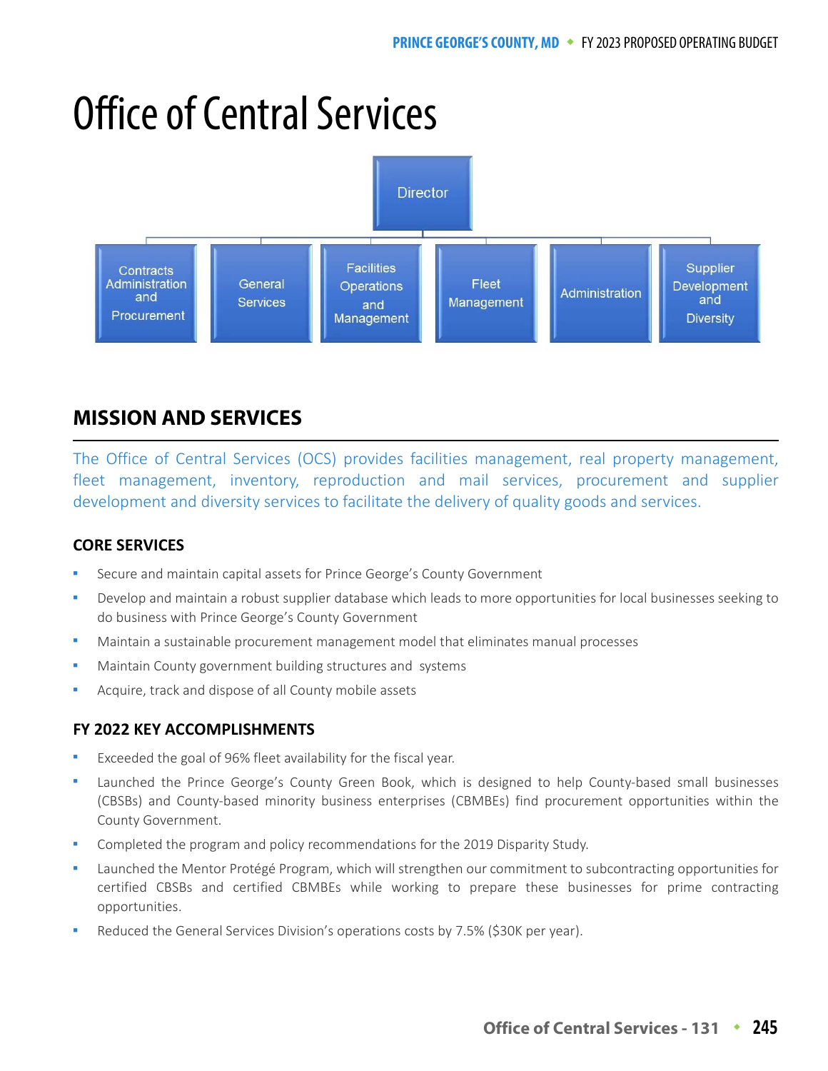# Office of Central Services

Director

- Contracts Administration and Procurement
- General Services
- Facilities Operations and Management
- Fleet Management
- Administration
- Supplier Development and Diversity

## MISSION AND SERVICES

The Office of Central Services (OCS) provides facilities management, real property management, fleet management, inventory, reproduction and mail services, procurement and supplier development and diversity services to facilitate the delivery of quality goods and services.

### CORE SERVICES

- Secure and maintain capital assets for Prince George's County Government
- Develop and maintain a robust supplier database which leads to more opportunities for local businesses seeking to do business with Prince George's County Government
- Maintain a sustainable procurement management model that eliminates manual processes
- Maintain County government building structures and systems
- Acquire, track and dispose of all County mobile assets

### FY 2022 KEY ACCOMPLISHMENTS

- Exceeded the goal of 96% fleet availability for the fiscal year.
- Launched the Prince George's County Green Book, which is designed to help County-based small businesses (CBSBs) and County-based minority business enterprises (CBMBEs) find procurement opportunities within the County Government.
- Completed the program and policy recommendations for the 2019 Disparity Study.
- Launched the Mentor Protégé Program, which will strengthen our commitment to subcontracting opportunities for certified CBSBs and certified CBMBEs while working to prepare these businesses for prime contracting opportunities.
- Reduced the General Services Division's operations costs by 7.5% ($30K per year).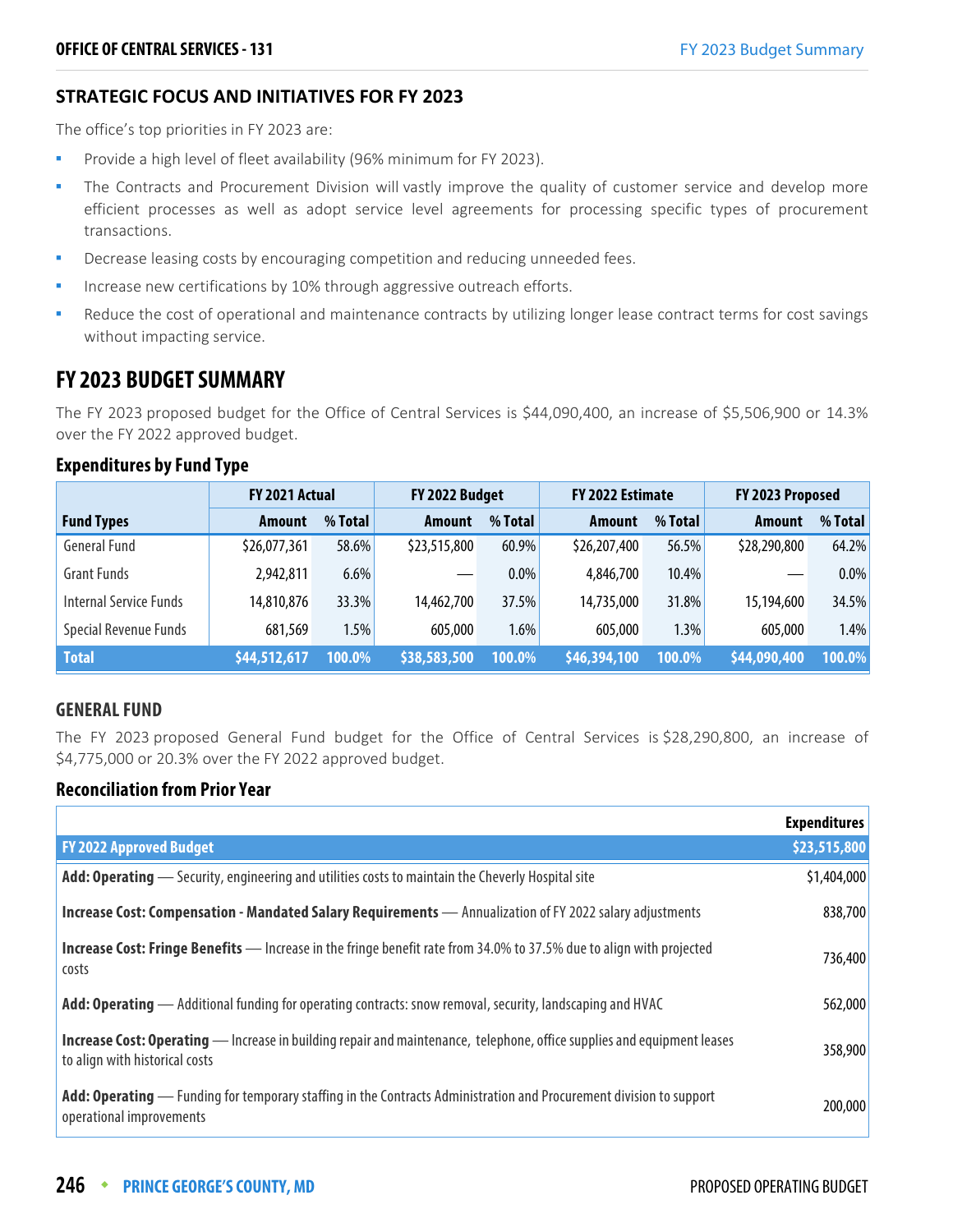### STRATEGIC FOCUS AND INITIATIVES FOR FY 2023

The office's top priorities in FY 2023 are:

- Provide a high level of fleet availability (96% minimum for FY 2023).
- The Contracts and Procurement Division will vastly improve the quality of customer service and develop more efficient processes as well as adopt service level agreements for processing specific types of procurement transactions.
- Decrease leasing costs by encouraging competition and reducing unneeded fees.
- Increase new certifications by 10% through aggressive outreach efforts.
- Reduce the cost of operational and maintenance contracts by utilizing longer lease contract terms for cost savings without impacting service.

## FY 2023 BUDGET SUMMARY

The FY 2023 proposed budget for the Office of Central Services is $44,090,400, an increase of $5,506,900 or 14.3% over the FY 2022 approved budget.

### Expenditures by Fund Type

| | FY 2021 Actual | | FY 2022 Budget | | FY 2022 Estimate | | FY 2023 Proposed | |
|---|---|---|---|---|---|---|---|---|
| **Fund Types** | **Amount** | **% Total** | **Amount** | **% Total** | **Amount** | **% Total** | **Amount** | **% Total** |
| General Fund | $26,077,361 | 58.6% | $23,515,800 | 60.9% | $26,207,400 | 56.5% | $28,290,800 | 64.2% |
| Grant Funds | 2,942,811 | 6.6% | — | 0.0% | 4,846,700 | 10.4% | — | 0.0% |
| Internal Service Funds | 14,810,876 | 33.3% | 14,462,700 | 37.5% | 14,735,000 | 31.8% | 15,194,600 | 34.5% |
| Special Revenue Funds | 681,569 | 1.5% | 605,000 | 1.6% | 605,000 | 1.3% | 605,000 | 1.4% |
| **Total** | **$44,512,617** | **100.0%** | **$38,583,500** | **100.0%** | **$46,394,100** | **100.0%** | **$44,090,400** | **100.0%** |

### GENERAL FUND

The FY 2023 proposed General Fund budget for the Office of Central Services is $28,290,800, an increase of $4,775,000 or 20.3% over the FY 2022 approved budget.

### Reconciliation from Prior Year

| | Expenditures |
|---|---|
| **FY 2022 Approved Budget** | **$23,515,800** |
| **Add: Operating** — Security, engineering and utilities costs to maintain the Cheverly Hospital site | $1,404,000 |
| **Increase Cost: Compensation - Mandated Salary Requirements** — Annualization of FY 2022 salary adjustments | 838,700 |
| **Increase Cost: Fringe Benefits** — Increase in the fringe benefit rate from 34.0% to 37.5% due to align with projected costs | 736,400 |
| **Add: Operating** — Additional funding for operating contracts: snow removal, security, landscaping and HVAC | 562,000 |
| **Increase Cost: Operating** — Increase in building repair and maintenance, telephone, office supplies and equipment leases to align with historical costs | 358,900 |
| **Add: Operating** — Funding for temporary staffing in the Contracts Administration and Procurement division to support operational improvements | 200,000 |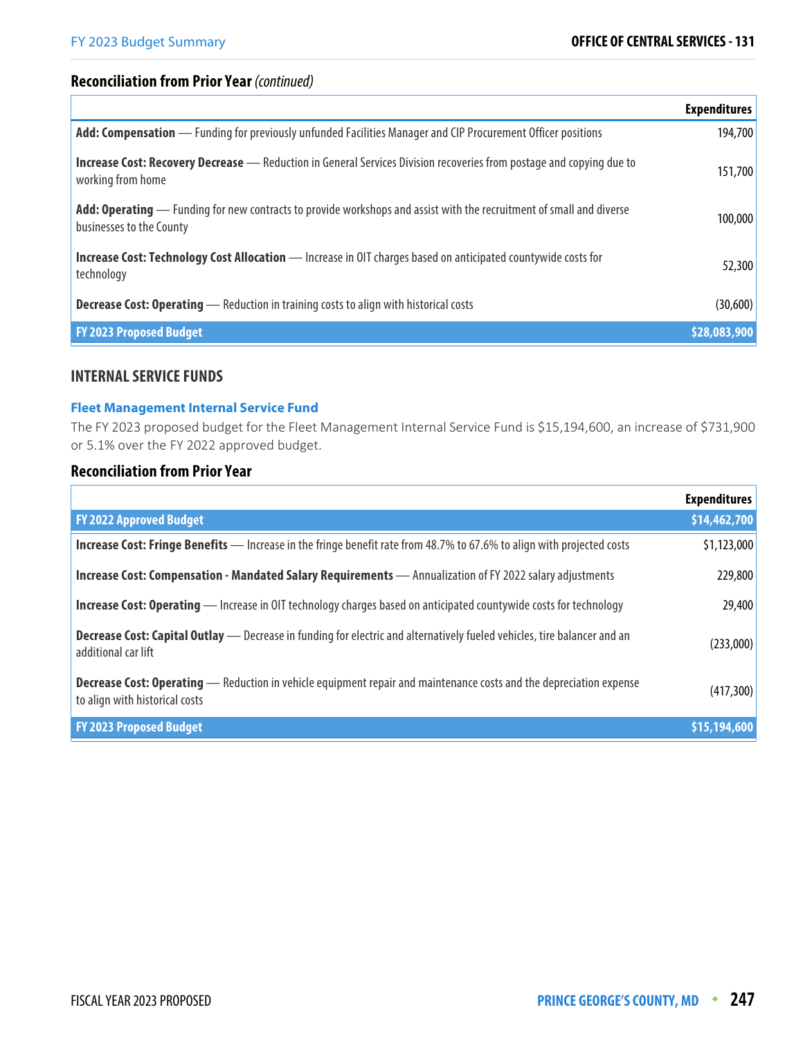## Reconciliation from Prior Year *(continued)*

| | Expenditures |
|---|---|
| **Add: Compensation** — Funding for previously unfunded Facilities Manager and CIP Procurement Officer positions | 194,700 |
| **Increase Cost: Recovery Decrease** — Reduction in General Services Division recoveries from postage and copying due to working from home | 151,700 |
| **Add: Operating** — Funding for new contracts to provide workshops and assist with the recruitment of small and diverse businesses to the County | 100,000 |
| **Increase Cost: Technology Cost Allocation** — Increase in OIT charges based on anticipated countywide costs for technology | 52,300 |
| **Decrease Cost: Operating** — Reduction in training costs to align with historical costs | (30,600) |
| **FY 2023 Proposed Budget** | **$28,083,900** |

## INTERNAL SERVICE FUNDS

### Fleet Management Internal Service Fund

The FY 2023 proposed budget for the Fleet Management Internal Service Fund is $15,194,600, an increase of $731,900 or 5.1% over the FY 2022 approved budget.

### Reconciliation from Prior Year

| | Expenditures |
|---|---|
| **FY 2022 Approved Budget** | **$14,462,700** |
| **Increase Cost: Fringe Benefits** — Increase in the fringe benefit rate from 48.7% to 67.6% to align with projected costs | $1,123,000 |
| **Increase Cost: Compensation - Mandated Salary Requirements** — Annualization of FY 2022 salary adjustments | 229,800 |
| **Increase Cost: Operating** — Increase in OIT technology charges based on anticipated countywide costs for technology | 29,400 |
| **Decrease Cost: Capital Outlay** — Decrease in funding for electric and alternatively fueled vehicles, tire balancer and an additional car lift | (233,000) |
| **Decrease Cost: Operating** — Reduction in vehicle equipment repair and maintenance costs and the depreciation expense to align with historical costs | (417,300) |
| **FY 2023 Proposed Budget** | **$15,194,600** |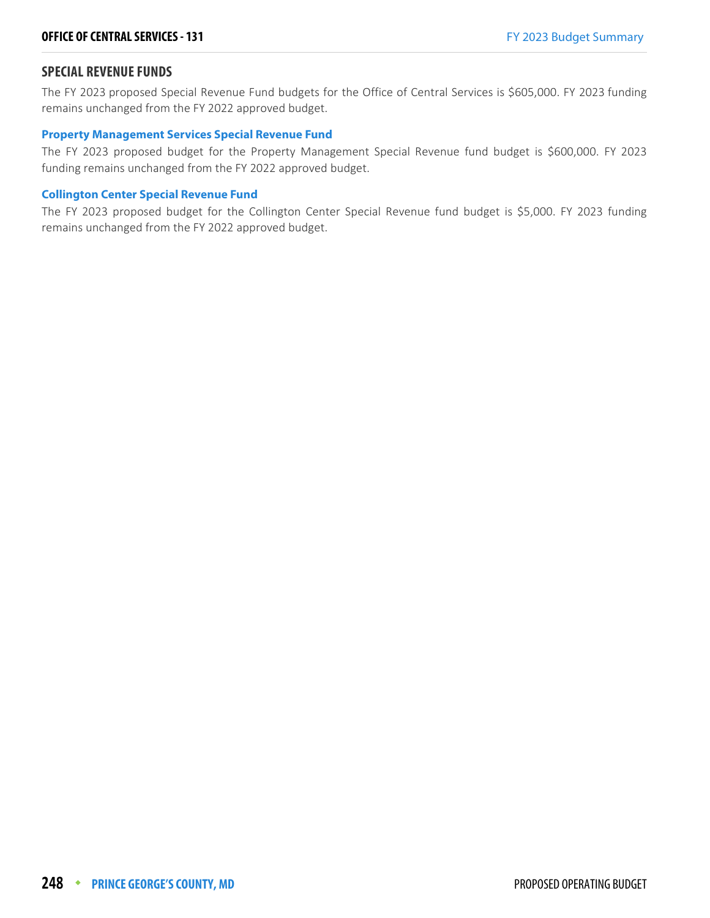## SPECIAL REVENUE FUNDS

The FY 2023 proposed Special Revenue Fund budgets for the Office of Central Services is $605,000. FY 2023 funding remains unchanged from the FY 2022 approved budget.

### Property Management Services Special Revenue Fund

The FY 2023 proposed budget for the Property Management Special Revenue fund budget is $600,000. FY 2023 funding remains unchanged from the FY 2022 approved budget.

### Collington Center Special Revenue Fund

The FY 2023 proposed budget for the Collington Center Special Revenue fund budget is $5,000. FY 2023 funding remains unchanged from the FY 2022 approved budget.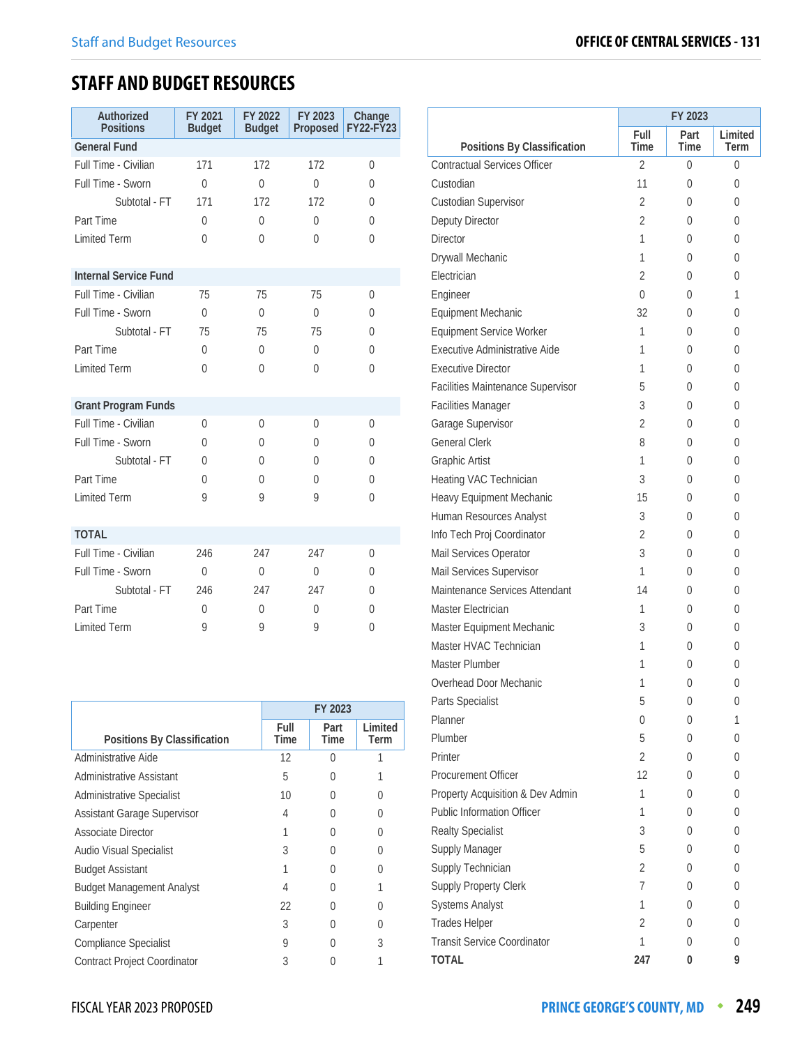# STAFF AND BUDGET RESOURCES

| Authorized Positions | FY 2021 Budget | FY 2022 Budget | FY 2023 Proposed | Change FY22-FY23 |
|---|---|---|---|---|
| **General Fund** | | | | |
| Full Time - Civilian | 171 | 172 | 172 | 0 |
| Full Time - Sworn | 0 | 0 | 0 | 0 |
| Subtotal - FT | 171 | 172 | 172 | 0 |
| Part Time | 0 | 0 | 0 | 0 |
| Limited Term | 0 | 0 | 0 | 0 |
| **Internal Service Fund** | | | | |
| Full Time - Civilian | 75 | 75 | 75 | 0 |
| Full Time - Sworn | 0 | 0 | 0 | 0 |
| Subtotal - FT | 75 | 75 | 75 | 0 |
| Part Time | 0 | 0 | 0 | 0 |
| Limited Term | 0 | 0 | 0 | 0 |
| **Grant Program Funds** | | | | |
| Full Time - Civilian | 0 | 0 | 0 | 0 |
| Full Time - Sworn | 0 | 0 | 0 | 0 |
| Subtotal - FT | 0 | 0 | 0 | 0 |
| Part Time | 0 | 0 | 0 | 0 |
| Limited Term | 9 | 9 | 9 | 0 |
| **TOTAL** | | | | |
| Full Time - Civilian | 246 | 247 | 247 | 0 |
| Full Time - Sworn | 0 | 0 | 0 | 0 |
| Subtotal - FT | 246 | 247 | 247 | 0 |
| Part Time | 0 | 0 | 0 | 0 |
| Limited Term | 9 | 9 | 9 | 0 |

| Positions By Classification | FY 2023 | | |
|---|---|---|---|
| | Full Time | Part Time | Limited Term |
| Administrative Aide | 12 | 0 | 1 |
| Administrative Assistant | 5 | 0 | 1 |
| Administrative Specialist | 10 | 0 | 0 |
| Assistant Garage Supervisor | 4 | 0 | 0 |
| Associate Director | 1 | 0 | 0 |
| Audio Visual Specialist | 3 | 0 | 0 |
| Budget Assistant | 1 | 0 | 0 |
| Budget Management Analyst | 4 | 0 | 1 |
| Building Engineer | 22 | 0 | 0 |
| Carpenter | 3 | 0 | 0 |
| Compliance Specialist | 9 | 0 | 3 |
| Contract Project Coordinator | 3 | 0 | 1 |
| Contractual Services Officer | 2 | 0 | 0 |
| Custodian | 11 | 0 | 0 |
| Custodian Supervisor | 2 | 0 | 0 |
| Deputy Director | 2 | 0 | 0 |
| Director | 1 | 0 | 0 |
| Drywall Mechanic | 1 | 0 | 0 |
| Electrician | 2 | 0 | 0 |
| Engineer | 0 | 0 | 1 |
| Equipment Mechanic | 32 | 0 | 0 |
| Equipment Service Worker | 1 | 0 | 0 |
| Executive Administrative Aide | 1 | 0 | 0 |
| Executive Director | 1 | 0 | 0 |
| Facilities Maintenance Supervisor | 5 | 0 | 0 |
| Facilities Manager | 3 | 0 | 0 |
| Garage Supervisor | 2 | 0 | 0 |
| General Clerk | 8 | 0 | 0 |
| Graphic Artist | 1 | 0 | 0 |
| Heating VAC Technician | 3 | 0 | 0 |
| Heavy Equipment Mechanic | 15 | 0 | 0 |
| Human Resources Analyst | 3 | 0 | 0 |
| Info Tech Proj Coordinator | 2 | 0 | 0 |
| Mail Services Operator | 3 | 0 | 0 |
| Mail Services Supervisor | 1 | 0 | 0 |
| Maintenance Services Attendant | 14 | 0 | 0 |
| Master Electrician | 1 | 0 | 0 |
| Master Equipment Mechanic | 3 | 0 | 0 |
| Master HVAC Technician | 1 | 0 | 0 |
| Master Plumber | 1 | 0 | 0 |
| Overhead Door Mechanic | 1 | 0 | 0 |
| Parts Specialist | 5 | 0 | 0 |
| Planner | 0 | 0 | 1 |
| Plumber | 5 | 0 | 0 |
| Printer | 2 | 0 | 0 |
| Procurement Officer | 12 | 0 | 0 |
| Property Acquisition & Dev Admin | 1 | 0 | 0 |
| Public Information Officer | 1 | 0 | 0 |
| Realty Specialist | 3 | 0 | 0 |
| Supply Manager | 5 | 0 | 0 |
| Supply Technician | 2 | 0 | 0 |
| Supply Property Clerk | 7 | 0 | 0 |
| Systems Analyst | 1 | 0 | 0 |
| Trades Helper | 2 | 0 | 0 |
| Transit Service Coordinator | 1 | 0 | 0 |
| **TOTAL** | **247** | **0** | **9** |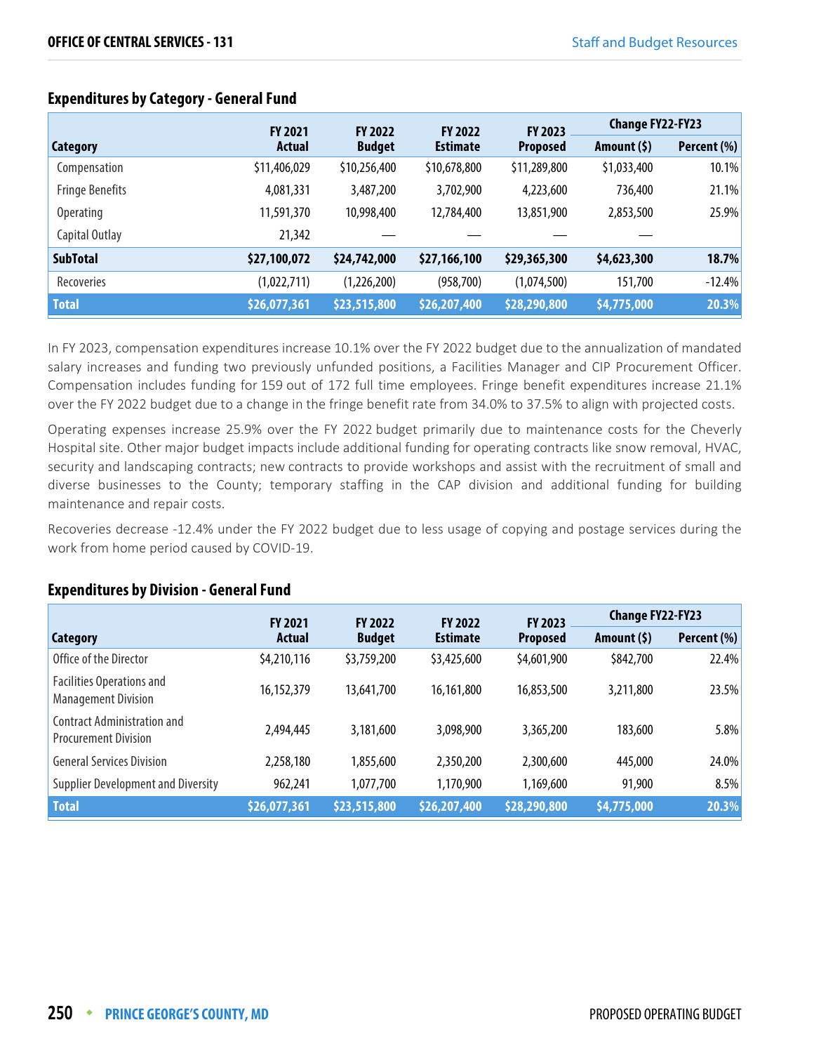## Expenditures by Category - General Fund

| Category | FY 2021 Actual | FY 2022 Budget | FY 2022 Estimate | FY 2023 Proposed | Change FY22-FY23 | |
|---|---|---|---|---|---|---|
| | | | | | Amount ($) | Percent (%) |
| Compensation | $11,406,029 | $10,256,400 | $10,678,800 | $11,289,800 | $1,033,400 | 10.1% |
| Fringe Benefits | 4,081,331 | 3,487,200 | 3,702,900 | 4,223,600 | 736,400 | 21.1% |
| Operating | 11,591,370 | 10,998,400 | 12,784,400 | 13,851,900 | 2,853,500 | 25.9% |
| Capital Outlay | 21,342 | — | — | — | — | |
| **SubTotal** | **$27,100,072** | **$24,742,000** | **$27,166,100** | **$29,365,300** | **$4,623,300** | **18.7%** |
| Recoveries | (1,022,711) | (1,226,200) | (958,700) | (1,074,500) | 151,700 | -12.4% |
| **Total** | **$26,077,361** | **$23,515,800** | **$26,207,400** | **$28,290,800** | **$4,775,000** | **20.3%** |

In FY 2023, compensation expenditures increase 10.1% over the FY 2022 budget due to the annualization of mandated salary increases and funding two previously unfunded positions, a Facilities Manager and CIP Procurement Officer. Compensation includes funding for 159 out of 172 full time employees. Fringe benefit expenditures increase 21.1% over the FY 2022 budget due to a change in the fringe benefit rate from 34.0% to 37.5% to align with projected costs.

Operating expenses increase 25.9% over the FY 2022 budget primarily due to maintenance costs for the Cheverly Hospital site. Other major budget impacts include additional funding for operating contracts like snow removal, HVAC, security and landscaping contracts; new contracts to provide workshops and assist with the recruitment of small and diverse businesses to the County; temporary staffing in the CAP division and additional funding for building maintenance and repair costs.

Recoveries decrease -12.4% under the FY 2022 budget due to less usage of copying and postage services during the work from home period caused by COVID-19.

## Expenditures by Division - General Fund

| Category | FY 2021 Actual | FY 2022 Budget | FY 2022 Estimate | FY 2023 Proposed | Change FY22-FY23 | |
|---|---|---|---|---|---|---|
| | | | | | Amount ($) | Percent (%) |
| Office of the Director | $4,210,116 | $3,759,200 | $3,425,600 | $4,601,900 | $842,700 | 22.4% |
| Facilities Operations and Management Division | 16,152,379 | 13,641,700 | 16,161,800 | 16,853,500 | 3,211,800 | 23.5% |
| Contract Administration and Procurement Division | 2,494,445 | 3,181,600 | 3,098,900 | 3,365,200 | 183,600 | 5.8% |
| General Services Division | 2,258,180 | 1,855,600 | 2,350,200 | 2,300,600 | 445,000 | 24.0% |
| Supplier Development and Diversity | 962,241 | 1,077,700 | 1,170,900 | 1,169,600 | 91,900 | 8.5% |
| **Total** | **$26,077,361** | **$23,515,800** | **$26,207,400** | **$28,290,800** | **$4,775,000** | **20.3%** |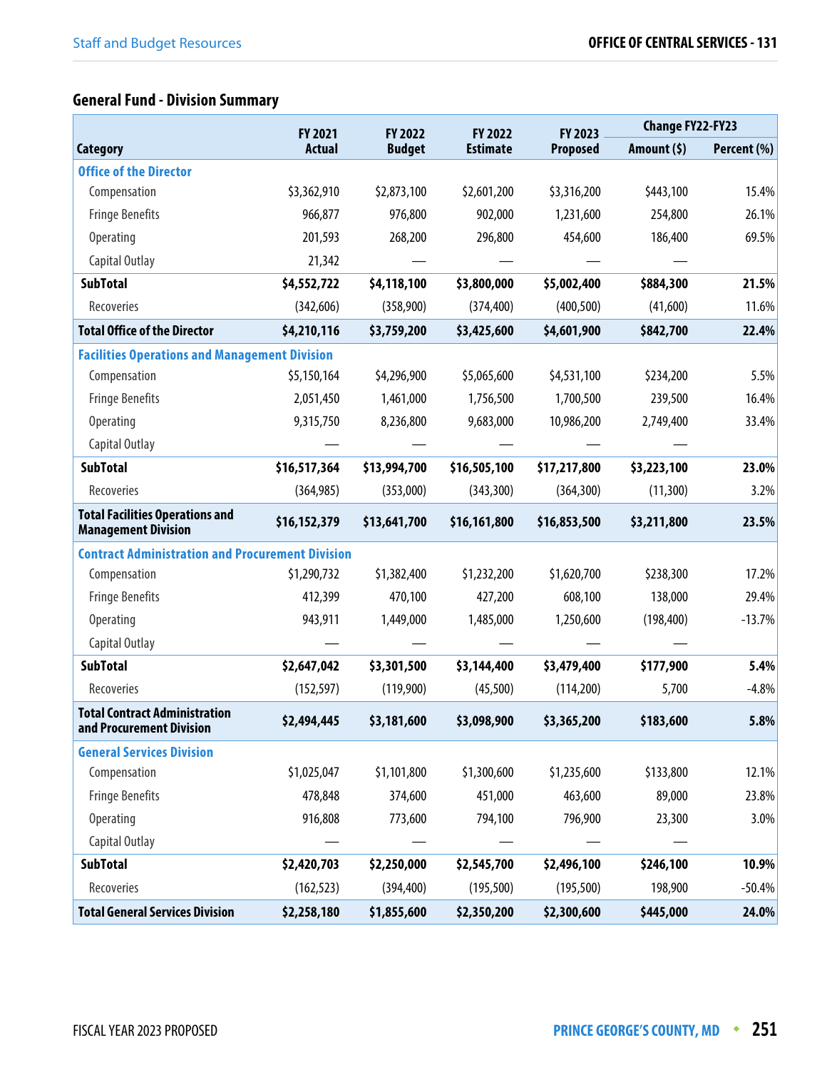## General Fund - Division Summary

| Category | FY 2021 Actual | FY 2022 Budget | FY 2022 Estimate | FY 2023 Proposed | Change FY22-FY23 Amount ($) | Change FY22-FY23 Percent (%) |
|---|---|---|---|---|---|---|
| **Office of the Director** | | | | | | |
| Compensation | $3,362,910 | $2,873,100 | $2,601,200 | $3,316,200 | $443,100 | 15.4% |
| Fringe Benefits | 966,877 | 976,800 | 902,000 | 1,231,600 | 254,800 | 26.1% |
| Operating | 201,593 | 268,200 | 296,800 | 454,600 | 186,400 | 69.5% |
| Capital Outlay | 21,342 | — | — | — | — | |
| **SubTotal** | **$4,552,722** | **$4,118,100** | **$3,800,000** | **$5,002,400** | **$884,300** | **21.5%** |
| Recoveries | (342,606) | (358,900) | (374,400) | (400,500) | (41,600) | 11.6% |
| **Total Office of the Director** | **$4,210,116** | **$3,759,200** | **$3,425,600** | **$4,601,900** | **$842,700** | **22.4%** |
| **Facilities Operations and Management Division** | | | | | | |
| Compensation | $5,150,164 | $4,296,900 | $5,065,600 | $4,531,100 | $234,200 | 5.5% |
| Fringe Benefits | 2,051,450 | 1,461,000 | 1,756,500 | 1,700,500 | 239,500 | 16.4% |
| Operating | 9,315,750 | 8,236,800 | 9,683,000 | 10,986,200 | 2,749,400 | 33.4% |
| Capital Outlay | — | — | — | — | — | |
| **SubTotal** | **$16,517,364** | **$13,994,700** | **$16,505,100** | **$17,217,800** | **$3,223,100** | **23.0%** |
| Recoveries | (364,985) | (353,000) | (343,300) | (364,300) | (11,300) | 3.2% |
| **Total Facilities Operations and Management Division** | **$16,152,379** | **$13,641,700** | **$16,161,800** | **$16,853,500** | **$3,211,800** | **23.5%** |
| **Contract Administration and Procurement Division** | | | | | | |
| Compensation | $1,290,732 | $1,382,400 | $1,232,200 | $1,620,700 | $238,300 | 17.2% |
| Fringe Benefits | 412,399 | 470,100 | 427,200 | 608,100 | 138,000 | 29.4% |
| Operating | 943,911 | 1,449,000 | 1,485,000 | 1,250,600 | (198,400) | -13.7% |
| Capital Outlay | — | — | — | — | — | |
| **SubTotal** | **$2,647,042** | **$3,301,500** | **$3,144,400** | **$3,479,400** | **$177,900** | **5.4%** |
| Recoveries | (152,597) | (119,900) | (45,500) | (114,200) | 5,700 | -4.8% |
| **Total Contract Administration and Procurement Division** | **$2,494,445** | **$3,181,600** | **$3,098,900** | **$3,365,200** | **$183,600** | **5.8%** |
| **General Services Division** | | | | | | |
| Compensation | $1,025,047 | $1,101,800 | $1,300,600 | $1,235,600 | $133,800 | 12.1% |
| Fringe Benefits | 478,848 | 374,600 | 451,000 | 463,600 | 89,000 | 23.8% |
| Operating | 916,808 | 773,600 | 794,100 | 796,900 | 23,300 | 3.0% |
| Capital Outlay | — | — | — | — | — | |
| **SubTotal** | **$2,420,703** | **$2,250,000** | **$2,545,700** | **$2,496,100** | **$246,100** | **10.9%** |
| Recoveries | (162,523) | (394,400) | (195,500) | (195,500) | 198,900 | -50.4% |
| **Total General Services Division** | **$2,258,180** | **$1,855,600** | **$2,350,200** | **$2,300,600** | **$445,000** | **24.0%** |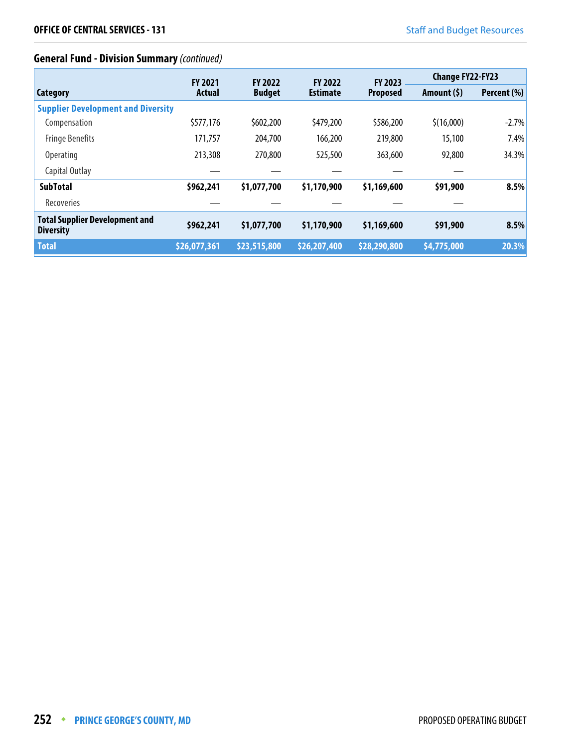## General Fund - Division Summary *(continued)*

| Category | FY 2021 Actual | FY 2022 Budget | FY 2022 Estimate | FY 2023 Proposed | Change FY22-FY23 | |
|---|---|---|---|---|---|---|
| | | | | | Amount ($) | Percent (%) |
| **Supplier Development and Diversity** | | | | | | |
| Compensation | $577,176 | $602,200 | $479,200 | $586,200 | $(16,000) | -2.7% |
| Fringe Benefits | 171,757 | 204,700 | 166,200 | 219,800 | 15,100 | 7.4% |
| Operating | 213,308 | 270,800 | 525,500 | 363,600 | 92,800 | 34.3% |
| Capital Outlay | — | — | — | — | — | |
| **SubTotal** | **$962,241** | **$1,077,700** | **$1,170,900** | **$1,169,600** | **$91,900** | **8.5%** |
| Recoveries | — | — | — | — | — | |
| **Total Supplier Development and Diversity** | **$962,241** | **$1,077,700** | **$1,170,900** | **$1,169,600** | **$91,900** | **8.5%** |
| **Total** | **$26,077,361** | **$23,515,800** | **$26,207,400** | **$28,290,800** | **$4,775,000** | **20.3%** |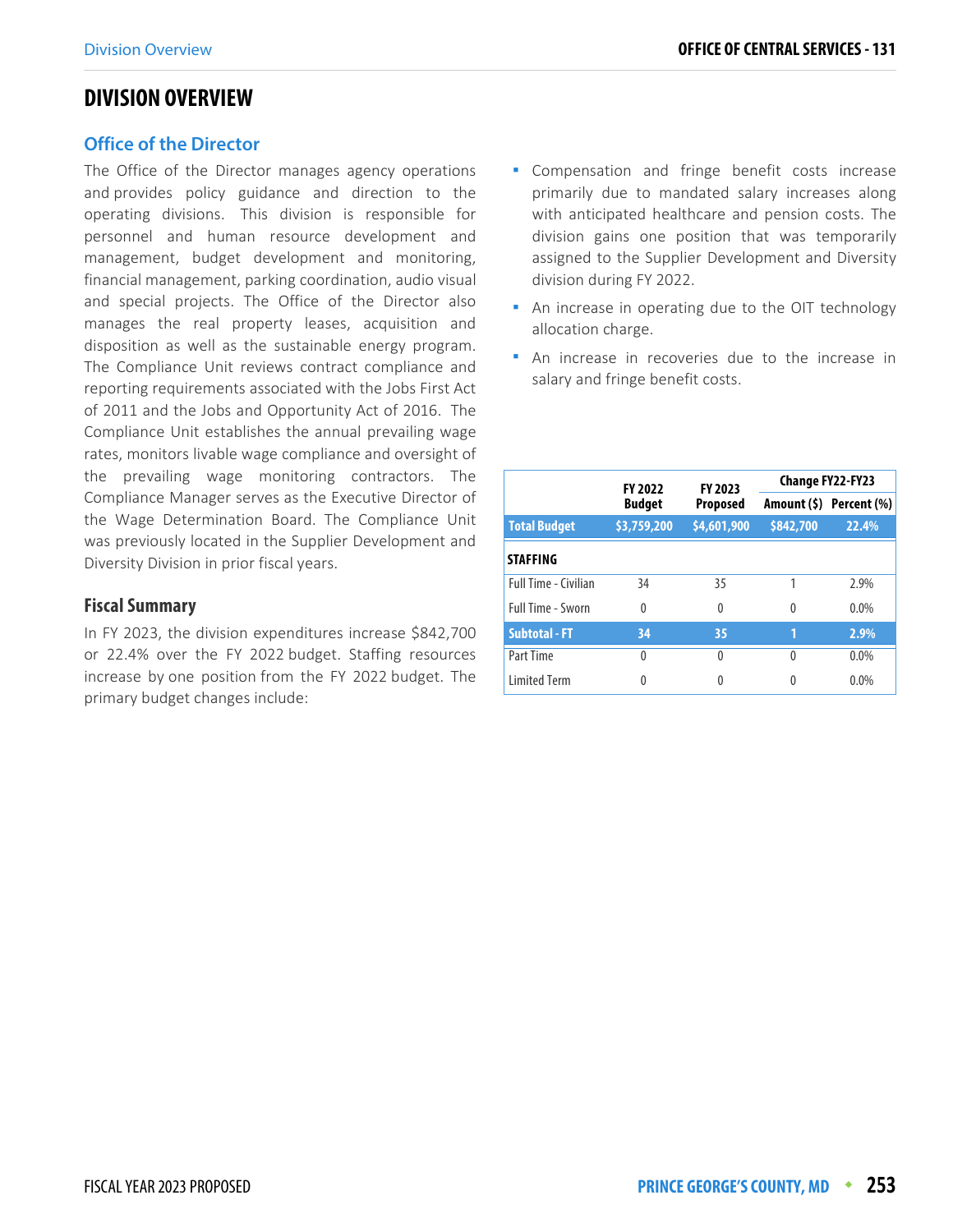# DIVISION OVERVIEW

## Office of the Director

The Office of the Director manages agency operations and provides policy guidance and direction to the operating divisions. This division is responsible for personnel and human resource development and management, budget development and monitoring, financial management, parking coordination, audio visual and special projects. The Office of the Director also manages the real property leases, acquisition and disposition as well as the sustainable energy program. The Compliance Unit reviews contract compliance and reporting requirements associated with the Jobs First Act of 2011 and the Jobs and Opportunity Act of 2016. The Compliance Unit establishes the annual prevailing wage rates, monitors livable wage compliance and oversight of the prevailing wage monitoring contractors. The Compliance Manager serves as the Executive Director of the Wage Determination Board. The Compliance Unit was previously located in the Supplier Development and Diversity Division in prior fiscal years.

### Fiscal Summary

In FY 2023, the division expenditures increase $842,700 or 22.4% over the FY 2022 budget. Staffing resources increase by one position from the FY 2022 budget. The primary budget changes include:

- Compensation and fringe benefit costs increase primarily due to mandated salary increases along with anticipated healthcare and pension costs. The division gains one position that was temporarily assigned to the Supplier Development and Diversity division during FY 2022.
- An increase in operating due to the OIT technology allocation charge.
- An increase in recoveries due to the increase in salary and fringe benefit costs.

| | FY 2022 Budget | FY 2023 Proposed | Change FY22-FY23 | |
|---|---|---|---|---|
| | | | Amount ($) | Percent (%) |
| **Total Budget** | **$3,759,200** | **$4,601,900** | **$842,700** | **22.4%** |
| **STAFFING** | | | | |
| Full Time - Civilian | 34 | 35 | 1 | 2.9% |
| Full Time - Sworn | 0 | 0 | 0 | 0.0% |
| **Subtotal - FT** | **34** | **35** | **1** | **2.9%** |
| Part Time | 0 | 0 | 0 | 0.0% |
| Limited Term | 0 | 0 | 0 | 0.0% |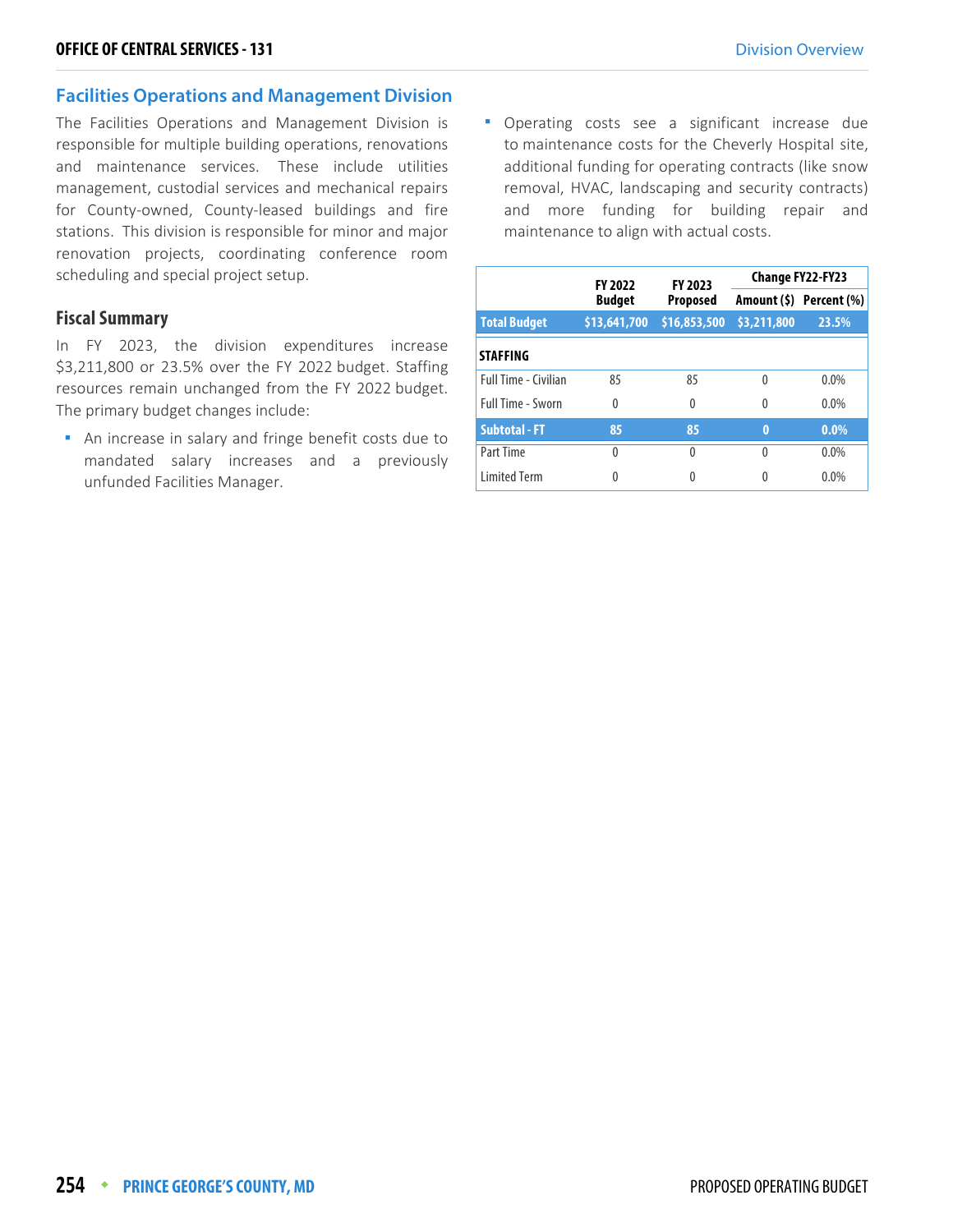## Facilities Operations and Management Division

The Facilities Operations and Management Division is responsible for multiple building operations, renovations and maintenance services. These include utilities management, custodial services and mechanical repairs for County-owned, County-leased buildings and fire stations. This division is responsible for minor and major renovation projects, coordinating conference room scheduling and special project setup.

### Fiscal Summary

In FY 2023, the division expenditures increase $3,211,800 or 23.5% over the FY 2022 budget. Staffing resources remain unchanged from the FY 2022 budget. The primary budget changes include:

- An increase in salary and fringe benefit costs due to mandated salary increases and a previously unfunded Facilities Manager.
- Operating costs see a significant increase due to maintenance costs for the Cheverly Hospital site, additional funding for operating contracts (like snow removal, HVAC, landscaping and security contracts) and more funding for building repair and maintenance to align with actual costs.

| | FY 2022 Budget | FY 2023 Proposed | Change FY22-FY23 | |
|---|---|---|---|---|
| | | | Amount ($) | Percent (%) |
| **Total Budget** | **$13,641,700** | **$16,853,500** | **$3,211,800** | **23.5%** |
| **STAFFING** | | | | |
| Full Time - Civilian | 85 | 85 | 0 | 0.0% |
| Full Time - Sworn | 0 | 0 | 0 | 0.0% |
| **Subtotal - FT** | **85** | **85** | **0** | **0.0%** |
| Part Time | 0 | 0 | 0 | 0.0% |
| Limited Term | 0 | 0 | 0 | 0.0% |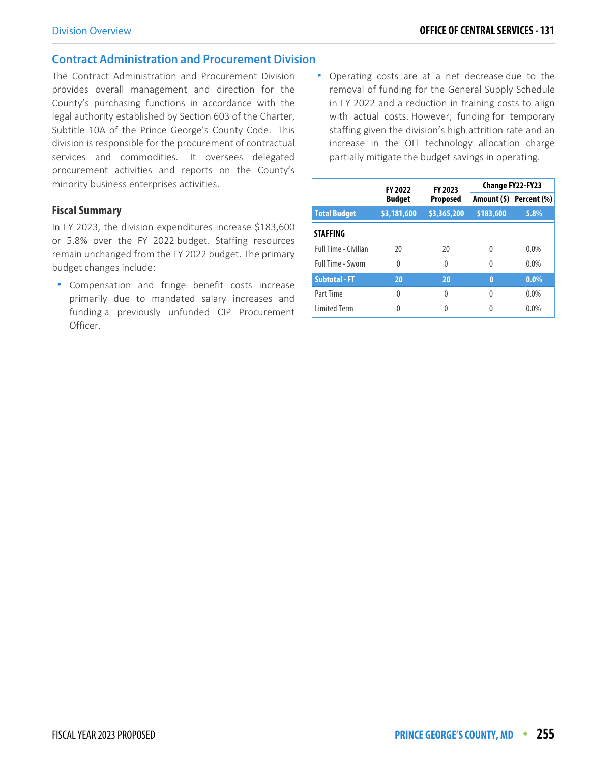## Contract Administration and Procurement Division

The Contract Administration and Procurement Division provides overall management and direction for the County's purchasing functions in accordance with the legal authority established by Section 603 of the Charter, Subtitle 10A of the Prince George's County Code. This division is responsible for the procurement of contractual services and commodities. It oversees delegated procurement activities and reports on the County's minority business enterprises activities.

### Fiscal Summary

In FY 2023, the division expenditures increase $183,600 or 5.8% over the FY 2022 budget. Staffing resources remain unchanged from the FY 2022 budget. The primary budget changes include:

- Compensation and fringe benefit costs increase primarily due to mandated salary increases and funding a previously unfunded CIP Procurement Officer.
- Operating costs are at a net decrease due to the removal of funding for the General Supply Schedule in FY 2022 and a reduction in training costs to align with actual costs. However, funding for temporary staffing given the division's high attrition rate and an increase in the OIT technology allocation charge partially mitigate the budget savings in operating.

| | FY 2022 Budget | FY 2023 Proposed | Change FY22-FY23 | |
|---|---|---|---|---|
| | | | Amount ($) | Percent (%) |
| **Total Budget** | **$3,181,600** | **$3,365,200** | **$183,600** | **5.8%** |
| **STAFFING** | | | | |
| Full Time - Civilian | 20 | 20 | 0 | 0.0% |
| Full Time - Sworn | 0 | 0 | 0 | 0.0% |
| **Subtotal - FT** | **20** | **20** | **0** | **0.0%** |
| Part Time | 0 | 0 | 0 | 0.0% |
| Limited Term | 0 | 0 | 0 | 0.0% |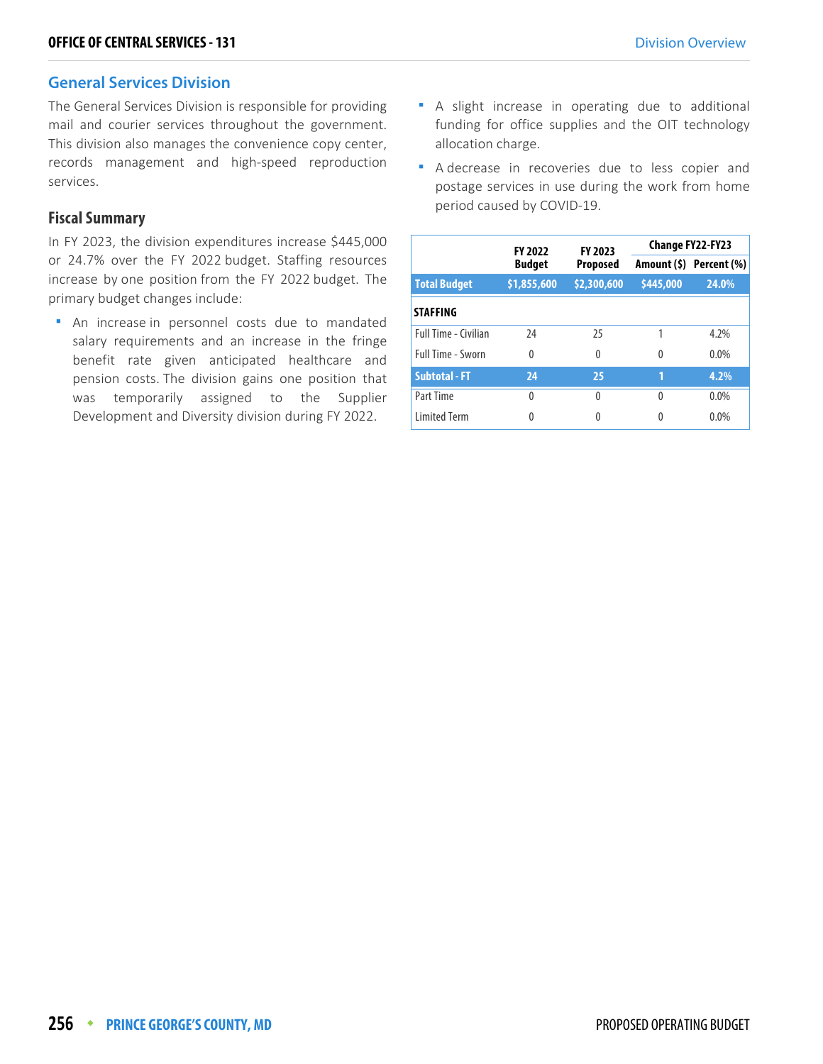## General Services Division

The General Services Division is responsible for providing mail and courier services throughout the government. This division also manages the convenience copy center, records management and high-speed reproduction services.

### Fiscal Summary

In FY 2023, the division expenditures increase $445,000 or 24.7% over the FY 2022 budget. Staffing resources increase by one position from the FY 2022 budget. The primary budget changes include:

- An increase in personnel costs due to mandated salary requirements and an increase in the fringe benefit rate given anticipated healthcare and pension costs. The division gains one position that was temporarily assigned to the Supplier Development and Diversity division during FY 2022.
- A slight increase in operating due to additional funding for office supplies and the OIT technology allocation charge.
- A decrease in recoveries due to less copier and postage services in use during the work from home period caused by COVID-19.

| | FY 2022 Budget | FY 2023 Proposed | Change FY22-FY23 | |
|---|---|---|---|---|
| | | | Amount ($) | Percent (%) |
| **Total Budget** | **$1,855,600** | **$2,300,600** | **$445,000** | **24.0%** |
| **STAFFING** | | | | |
| Full Time - Civilian | 24 | 25 | 1 | 4.2% |
| Full Time - Sworn | 0 | 0 | 0 | 0.0% |
| **Subtotal - FT** | **24** | **25** | **1** | **4.2%** |
| Part Time | 0 | 0 | 0 | 0.0% |
| Limited Term | 0 | 0 | 0 | 0.0% |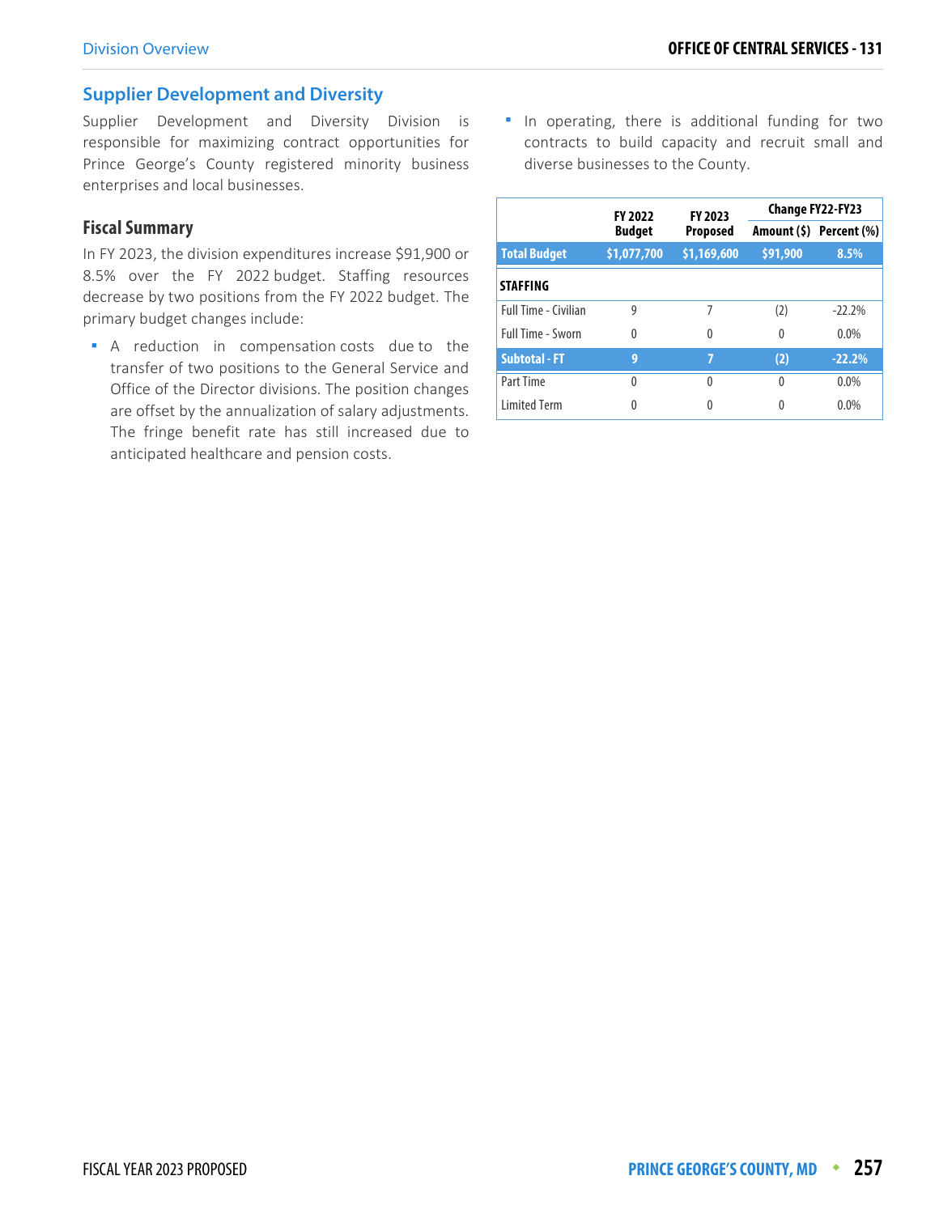## Supplier Development and Diversity

Supplier Development and Diversity Division is responsible for maximizing contract opportunities for Prince George's County registered minority business enterprises and local businesses.

### Fiscal Summary

In FY 2023, the division expenditures increase $91,900 or 8.5% over the FY 2022 budget. Staffing resources decrease by two positions from the FY 2022 budget. The primary budget changes include:

- A reduction in compensation costs due to the transfer of two positions to the General Service and Office of the Director divisions. The position changes are offset by the annualization of salary adjustments. The fringe benefit rate has still increased due to anticipated healthcare and pension costs.
- In operating, there is additional funding for two contracts to build capacity and recruit small and diverse businesses to the County.

| | FY 2022 Budget | FY 2023 Proposed | Change FY22-FY23 | |
|---|---|---|---|---|
| | | | Amount ($) | Percent (%) |
| **Total Budget** | **$1,077,700** | **$1,169,600** | **$91,900** | **8.5%** |
| **STAFFING** | | | | |
| Full Time - Civilian | 9 | 7 | (2) | -22.2% |
| Full Time - Sworn | 0 | 0 | 0 | 0.0% |
| **Subtotal - FT** | **9** | **7** | **(2)** | **-22.2%** |
| Part Time | 0 | 0 | 0 | 0.0% |
| Limited Term | 0 | 0 | 0 | 0.0% |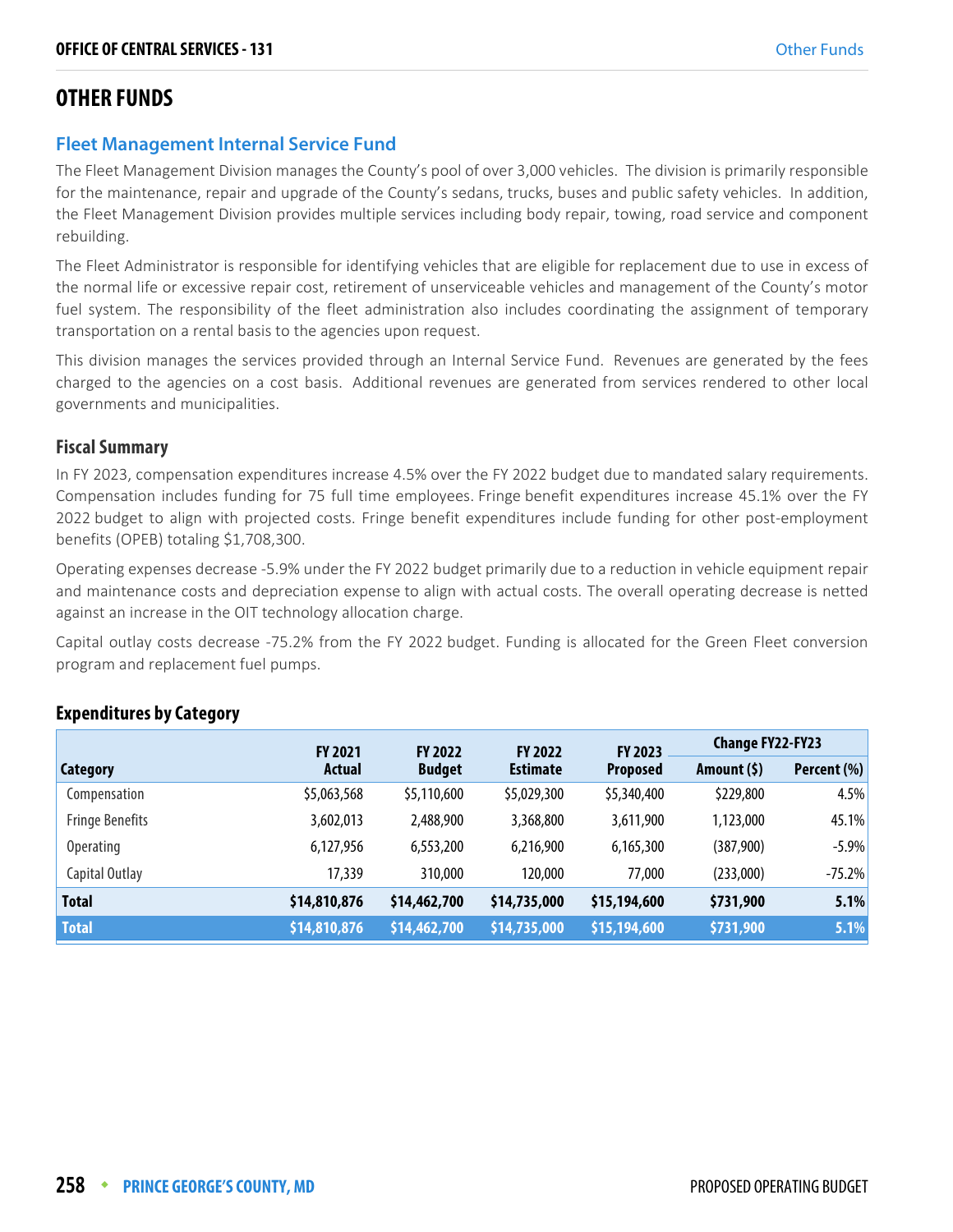# OTHER FUNDS

## Fleet Management Internal Service Fund

The Fleet Management Division manages the County's pool of over 3,000 vehicles. The division is primarily responsible for the maintenance, repair and upgrade of the County's sedans, trucks, buses and public safety vehicles. In addition, the Fleet Management Division provides multiple services including body repair, towing, road service and component rebuilding.

The Fleet Administrator is responsible for identifying vehicles that are eligible for replacement due to use in excess of the normal life or excessive repair cost, retirement of unserviceable vehicles and management of the County's motor fuel system. The responsibility of the fleet administration also includes coordinating the assignment of temporary transportation on a rental basis to the agencies upon request.

This division manages the services provided through an Internal Service Fund. Revenues are generated by the fees charged to the agencies on a cost basis. Additional revenues are generated from services rendered to other local governments and municipalities.

### Fiscal Summary

In FY 2023, compensation expenditures increase 4.5% over the FY 2022 budget due to mandated salary requirements. Compensation includes funding for 75 full time employees. Fringe benefit expenditures increase 45.1% over the FY 2022 budget to align with projected costs. Fringe benefit expenditures include funding for other post-employment benefits (OPEB) totaling $1,708,300.

Operating expenses decrease -5.9% under the FY 2022 budget primarily due to a reduction in vehicle equipment repair and maintenance costs and depreciation expense to align with actual costs. The overall operating decrease is netted against an increase in the OIT technology allocation charge.

Capital outlay costs decrease -75.2% from the FY 2022 budget. Funding is allocated for the Green Fleet conversion program and replacement fuel pumps.

### Expenditures by Category

| Category | FY 2021 Actual | FY 2022 Budget | FY 2022 Estimate | FY 2023 Proposed | Change FY22-FY23 | |
|---|---|---|---|---|---|---|
| | | | | | Amount ($) | Percent (%) |
| Compensation | $5,063,568 | $5,110,600 | $5,029,300 | $5,340,400 | $229,800 | 4.5% |
| Fringe Benefits | 3,602,013 | 2,488,900 | 3,368,800 | 3,611,900 | 1,123,000 | 45.1% |
| Operating | 6,127,956 | 6,553,200 | 6,216,900 | 6,165,300 | (387,900) | -5.9% |
| Capital Outlay | 17,339 | 310,000 | 120,000 | 77,000 | (233,000) | -75.2% |
| **Total** | **$14,810,876** | **$14,462,700** | **$14,735,000** | **$15,194,600** | **$731,900** | **5.1%** |
| **Total** | **$14,810,876** | **$14,462,700** | **$14,735,000** | **$15,194,600** | **$731,900** | **5.1%** |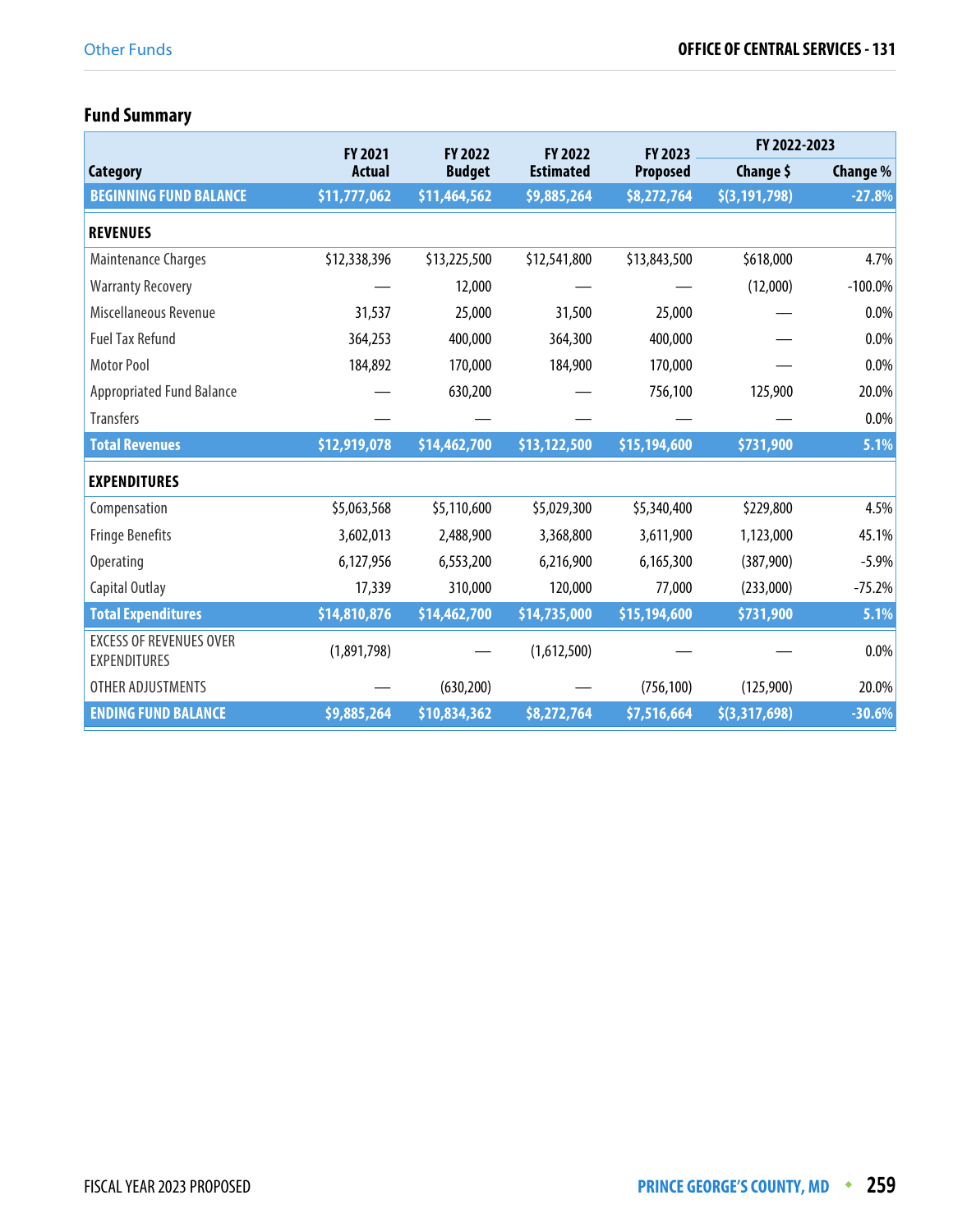## Fund Summary

| Category | FY 2021 Actual | FY 2022 Budget | FY 2022 Estimated | FY 2023 Proposed | FY 2022-2023 Change $ | FY 2022-2023 Change % |
|---|---|---|---|---|---|---|
| **BEGINNING FUND BALANCE** | **$11,777,062** | **$11,464,562** | **$9,885,264** | **$8,272,764** | **$(3,191,798)** | **-27.8%** |
| **REVENUES** | | | | | | |
| Maintenance Charges | $12,338,396 | $13,225,500 | $12,541,800 | $13,843,500 | $618,000 | 4.7% |
| Warranty Recovery | — | 12,000 | — | — | (12,000) | -100.0% |
| Miscellaneous Revenue | 31,537 | 25,000 | 31,500 | 25,000 | — | 0.0% |
| Fuel Tax Refund | 364,253 | 400,000 | 364,300 | 400,000 | — | 0.0% |
| Motor Pool | 184,892 | 170,000 | 184,900 | 170,000 | — | 0.0% |
| Appropriated Fund Balance | — | 630,200 | — | 756,100 | 125,900 | 20.0% |
| Transfers | — | — | — | — | — | 0.0% |
| **Total Revenues** | **$12,919,078** | **$14,462,700** | **$13,122,500** | **$15,194,600** | **$731,900** | **5.1%** |
| **EXPENDITURES** | | | | | | |
| Compensation | $5,063,568 | $5,110,600 | $5,029,300 | $5,340,400 | $229,800 | 4.5% |
| Fringe Benefits | 3,602,013 | 2,488,900 | 3,368,800 | 3,611,900 | 1,123,000 | 45.1% |
| Operating | 6,127,956 | 6,553,200 | 6,216,900 | 6,165,300 | (387,900) | -5.9% |
| Capital Outlay | 17,339 | 310,000 | 120,000 | 77,000 | (233,000) | -75.2% |
| **Total Expenditures** | **$14,810,876** | **$14,462,700** | **$14,735,000** | **$15,194,600** | **$731,900** | **5.1%** |
| EXCESS OF REVENUES OVER EXPENDITURES | (1,891,798) | — | (1,612,500) | — | — | 0.0% |
| OTHER ADJUSTMENTS | — | (630,200) | — | (756,100) | (125,900) | 20.0% |
| **ENDING FUND BALANCE** | **$9,885,264** | **$10,834,362** | **$8,272,764** | **$7,516,664** | **$(3,317,698)** | **-30.6%** |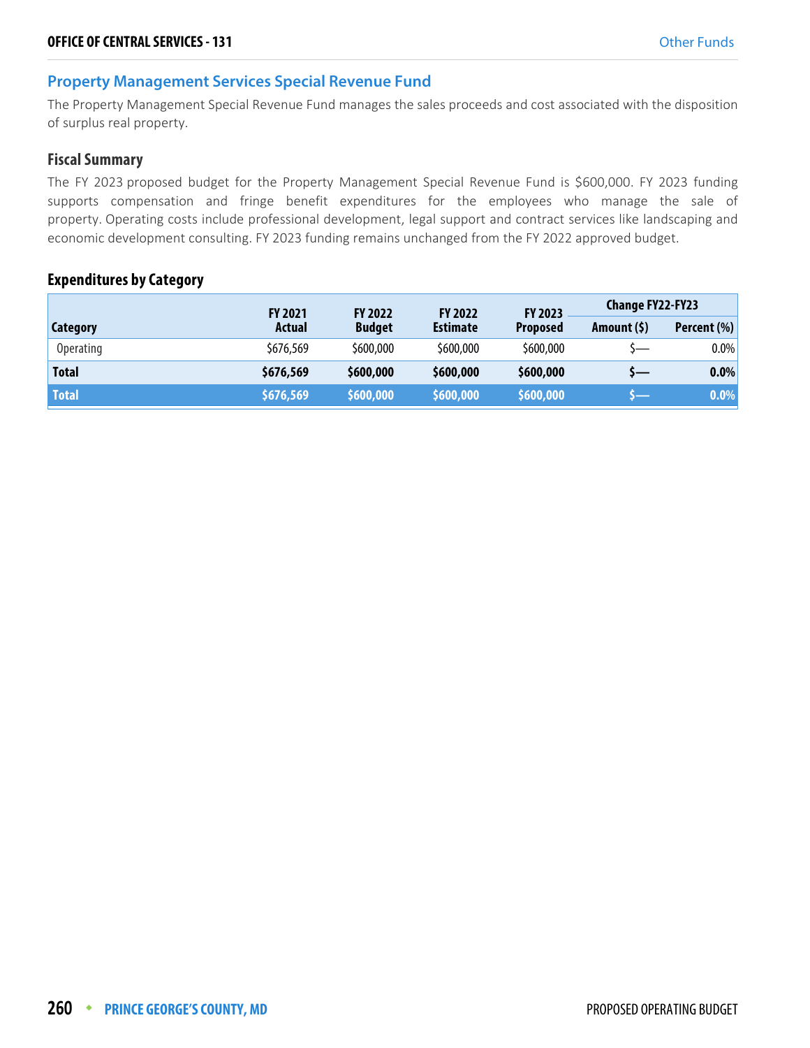## Property Management Services Special Revenue Fund

The Property Management Special Revenue Fund manages the sales proceeds and cost associated with the disposition of surplus real property.

### Fiscal Summary

The FY 2023 proposed budget for the Property Management Special Revenue Fund is $600,000. FY 2023 funding supports compensation and fringe benefit expenditures for the employees who manage the sale of property. Operating costs include professional development, legal support and contract services like landscaping and economic development consulting. FY 2023 funding remains unchanged from the FY 2022 approved budget.

### Expenditures by Category

| Category | FY 2021 Actual | FY 2022 Budget | FY 2022 Estimate | FY 2023 Proposed | Change FY22-FY23 | |
|---|---|---|---|---|---|---|
| | | | | | Amount ($) | Percent (%) |
| Operating | $676,569 | $600,000 | $600,000 | $600,000 | $— | 0.0% |
| **Total** | **$676,569** | **$600,000** | **$600,000** | **$600,000** | **$—** | **0.0%** |
| **Total** | **$676,569** | **$600,000** | **$600,000** | **$600,000** | **$—** | **0.0%** |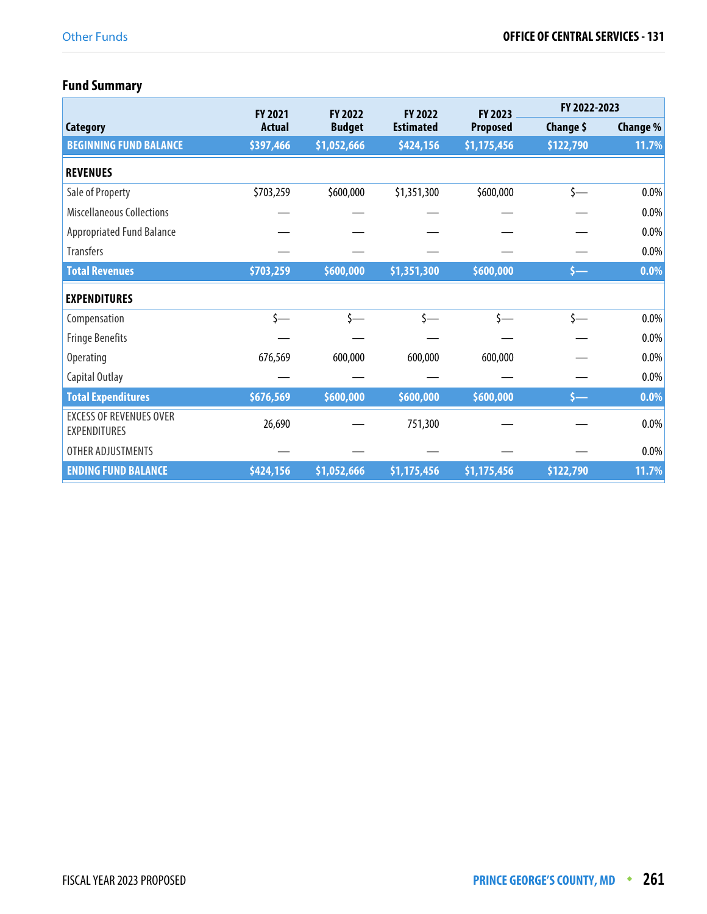## Fund Summary

| Category | FY 2021 Actual | FY 2022 Budget | FY 2022 Estimated | FY 2023 Proposed | FY 2022-2023 Change $ | FY 2022-2023 Change % |
|---|---|---|---|---|---|---|
| **BEGINNING FUND BALANCE** | **$397,466** | **$1,052,666** | **$424,156** | **$1,175,456** | **$122,790** | **11.7%** |
| **REVENUES** | | | | | | |
| Sale of Property | $703,259 | $600,000 | $1,351,300 | $600,000 | $— | 0.0% |
| Miscellaneous Collections | — | — | — | — | — | 0.0% |
| Appropriated Fund Balance | — | — | — | — | — | 0.0% |
| Transfers | — | — | — | — | — | 0.0% |
| **Total Revenues** | **$703,259** | **$600,000** | **$1,351,300** | **$600,000** | **$—** | **0.0%** |
| **EXPENDITURES** | | | | | | |
| Compensation | $— | $— | $— | $— | $— | 0.0% |
| Fringe Benefits | — | — | — | — | — | 0.0% |
| Operating | 676,569 | 600,000 | 600,000 | 600,000 | — | 0.0% |
| Capital Outlay | — | — | — | — | — | 0.0% |
| **Total Expenditures** | **$676,569** | **$600,000** | **$600,000** | **$600,000** | **$—** | **0.0%** |
| EXCESS OF REVENUES OVER EXPENDITURES | 26,690 | — | 751,300 | — | — | 0.0% |
| OTHER ADJUSTMENTS | — | — | — | — | — | 0.0% |
| **ENDING FUND BALANCE** | **$424,156** | **$1,052,666** | **$1,175,456** | **$1,175,456** | **$122,790** | **11.7%** |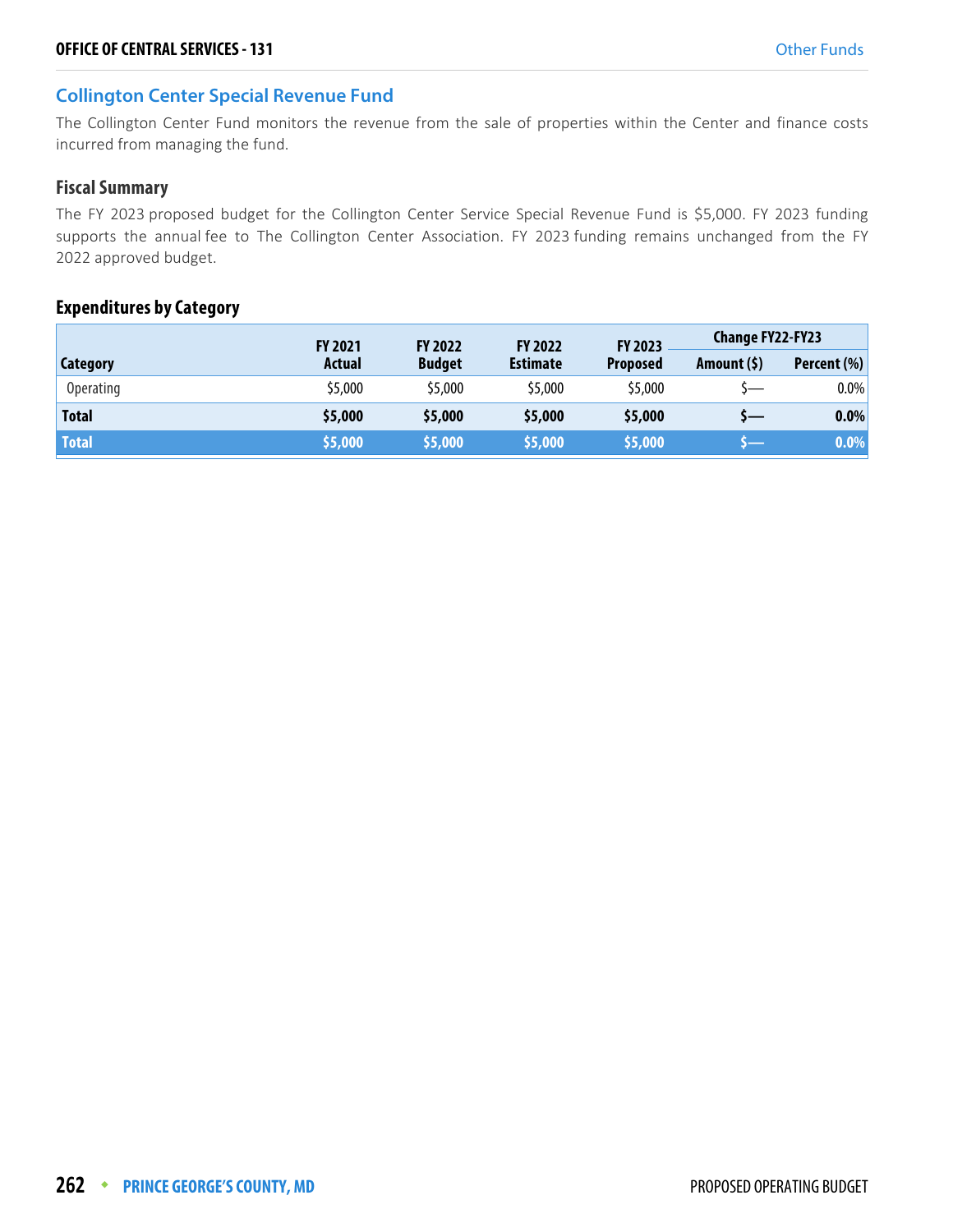## Collington Center Special Revenue Fund

The Collington Center Fund monitors the revenue from the sale of properties within the Center and finance costs incurred from managing the fund.

### Fiscal Summary

The FY 2023 proposed budget for the Collington Center Service Special Revenue Fund is $5,000. FY 2023 funding supports the annual fee to The Collington Center Association. FY 2023 funding remains unchanged from the FY 2022 approved budget.

### Expenditures by Category

| Category | FY 2021 Actual | FY 2022 Budget | FY 2022 Estimate | FY 2023 Proposed | Change FY22-FY23 | |
|---|---|---|---|---|---|---|
| | | | | | Amount ($) | Percent (%) |
| Operating | $5,000 | $5,000 | $5,000 | $5,000 | $— | 0.0% |
| **Total** | **$5,000** | **$5,000** | **$5,000** | **$5,000** | **$—** | **0.0%** |
| **Total** | **$5,000** | **$5,000** | **$5,000** | **$5,000** | **$—** | **0.0%** |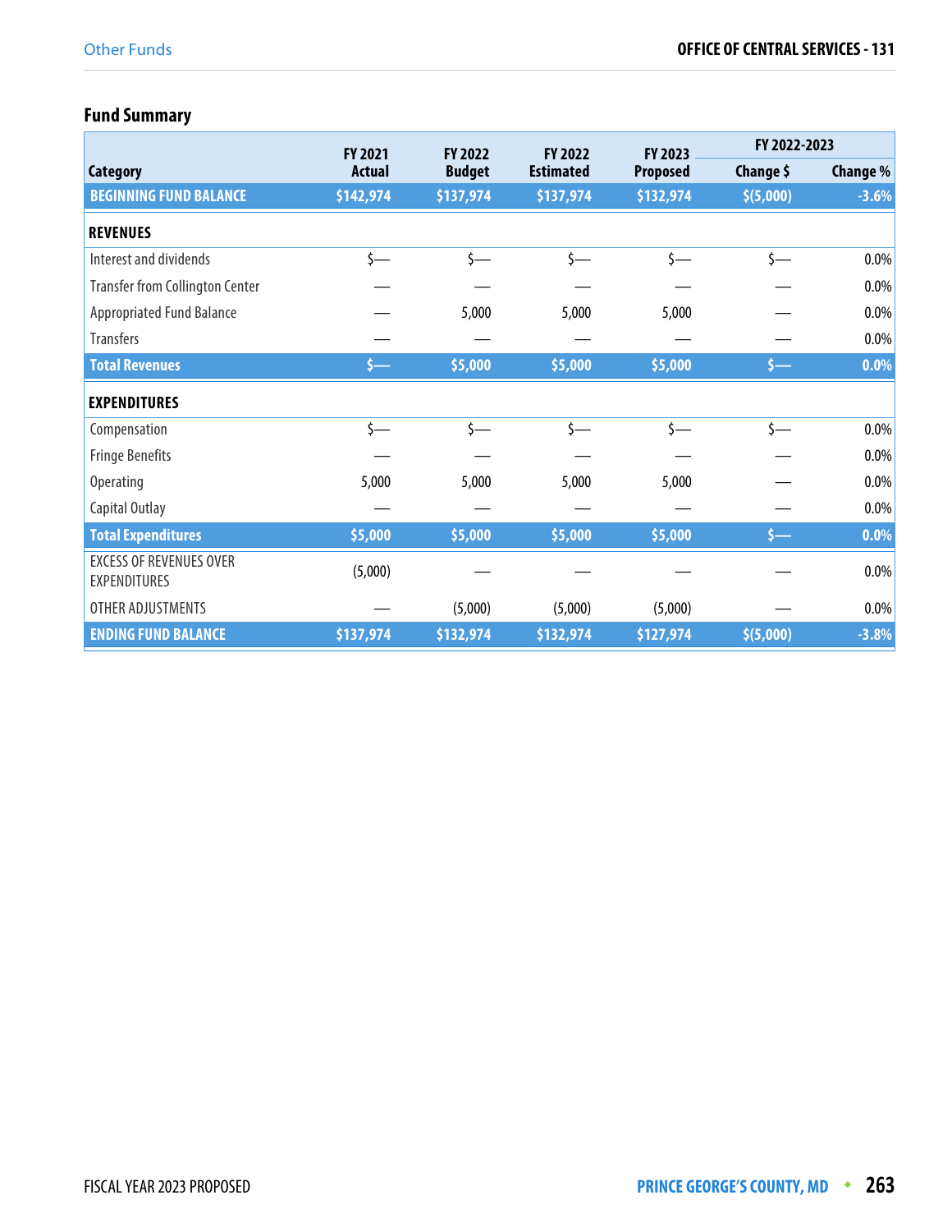## Fund Summary

| Category | FY 2021 Actual | FY 2022 Budget | FY 2022 Estimated | FY 2023 Proposed | FY 2022-2023 | |
|---|---|---|---|---|---|---|
| | | | | | Change $ | Change % |
| **BEGINNING FUND BALANCE** | **$142,974** | **$137,974** | **$137,974** | **$132,974** | **$(5,000)** | **-3.6%** |
| **REVENUES** | | | | | | |
| Interest and dividends | $— | $— | $— | $— | $— | 0.0% |
| Transfer from Collington Center | — | — | — | — | — | 0.0% |
| Appropriated Fund Balance | — | 5,000 | 5,000 | 5,000 | — | 0.0% |
| Transfers | — | — | — | — | — | 0.0% |
| **Total Revenues** | **$—** | **$5,000** | **$5,000** | **$5,000** | **$—** | **0.0%** |
| **EXPENDITURES** | | | | | | |
| Compensation | $— | $— | $— | $— | $— | 0.0% |
| Fringe Benefits | — | — | — | — | — | 0.0% |
| Operating | 5,000 | 5,000 | 5,000 | 5,000 | — | 0.0% |
| Capital Outlay | — | — | — | — | — | 0.0% |
| **Total Expenditures** | **$5,000** | **$5,000** | **$5,000** | **$5,000** | **$—** | **0.0%** |
| EXCESS OF REVENUES OVER EXPENDITURES | (5,000) | — | — | — | — | 0.0% |
| OTHER ADJUSTMENTS | — | (5,000) | (5,000) | (5,000) | — | 0.0% |
| **ENDING FUND BALANCE** | **$137,974** | **$132,974** | **$132,974** | **$127,974** | **$(5,000)** | **-3.8%** |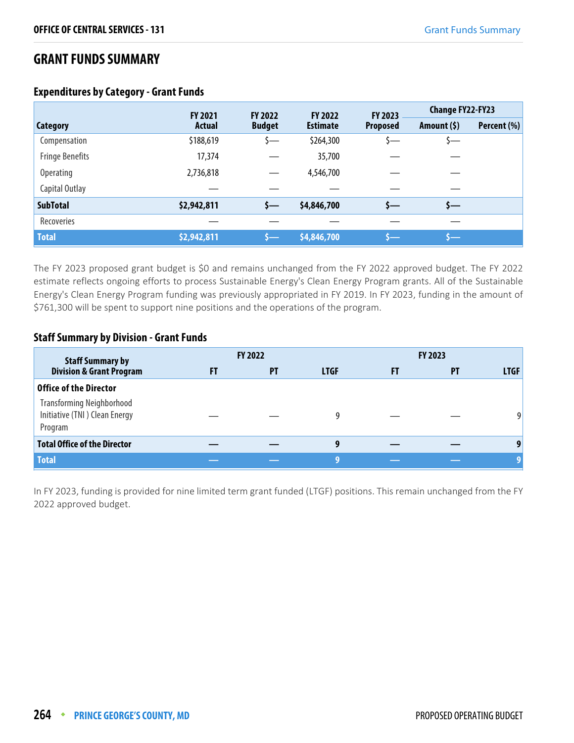## GRANT FUNDS SUMMARY

### Expenditures by Category - Grant Funds

| Category | FY 2021 Actual | FY 2022 Budget | FY 2022 Estimate | FY 2023 Proposed | Change FY22-FY23 | |
|---|---|---|---|---|---|---|
| | | | | | Amount ($) | Percent (%) |
| Compensation | $188,619 | $— | $264,300 | $— | $— | |
| Fringe Benefits | 17,374 | — | 35,700 | — | — | |
| Operating | 2,736,818 | — | 4,546,700 | — | — | |
| Capital Outlay | — | — | — | — | — | |
| **SubTotal** | **$2,942,811** | **$—** | **$4,846,700** | **$—** | **$—** | |
| Recoveries | — | — | — | — | — | |
| **Total** | **$2,942,811** | **$—** | **$4,846,700** | **$—** | **$—** | |

The FY 2023 proposed grant budget is $0 and remains unchanged from the FY 2022 approved budget. The FY 2022 estimate reflects ongoing efforts to process Sustainable Energy's Clean Energy Program grants. All of the Sustainable Energy's Clean Energy Program funding was previously appropriated in FY 2019. In FY 2023, funding in the amount of $761,300 will be spent to support nine positions and the operations of the program.

### Staff Summary by Division - Grant Funds

| Staff Summary by Division & Grant Program | FY 2022 | | | FY 2023 | | |
|---|---|---|---|---|---|---|
| | FT | PT | LTGF | FT | PT | LTGF |
| **Office of the Director** | | | | | | |
| Transforming Neighborhood Initiative (TNI ) Clean Energy Program | — | — | 9 | — | — | 9 |
| **Total Office of the Director** | **—** | **—** | **9** | **—** | **—** | **9** |
| **Total** | **—** | **—** | **9** | **—** | **—** | **9** |

In FY 2023, funding is provided for nine limited term grant funded (LTGF) positions. This remain unchanged from the FY 2022 approved budget.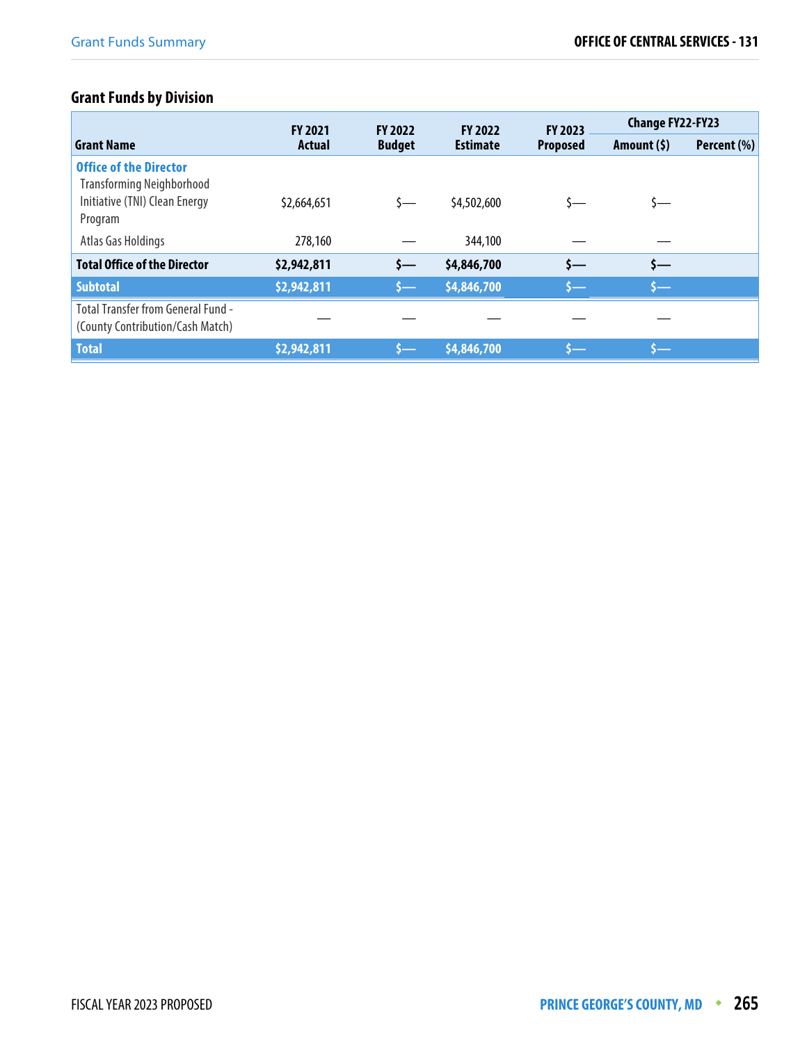## Grant Funds by Division

| Grant Name | FY 2021 Actual | FY 2022 Budget | FY 2022 Estimate | FY 2023 Proposed | Change FY22-FY23 | |
|---|---|---|---|---|---|---|
| | | | | | Amount ($) | Percent (%) |
| **Office of the Director** | | | | | | |
| Transforming Neighborhood Initiative (TNI) Clean Energy Program | $2,664,651 | $— | $4,502,600 | $— | $— | |
| Atlas Gas Holdings | 278,160 | — | 344,100 | — | — | |
| **Total Office of the Director** | **$2,942,811** | **$—** | **$4,846,700** | **$—** | **$—** | |
| **Subtotal** | **$2,942,811** | **$—** | **$4,846,700** | **$—** | **$—** | |
| Total Transfer from General Fund - (County Contribution/Cash Match) | — | — | — | — | — | |
| **Total** | **$2,942,811** | **$—** | **$4,846,700** | **$—** | **$—** | |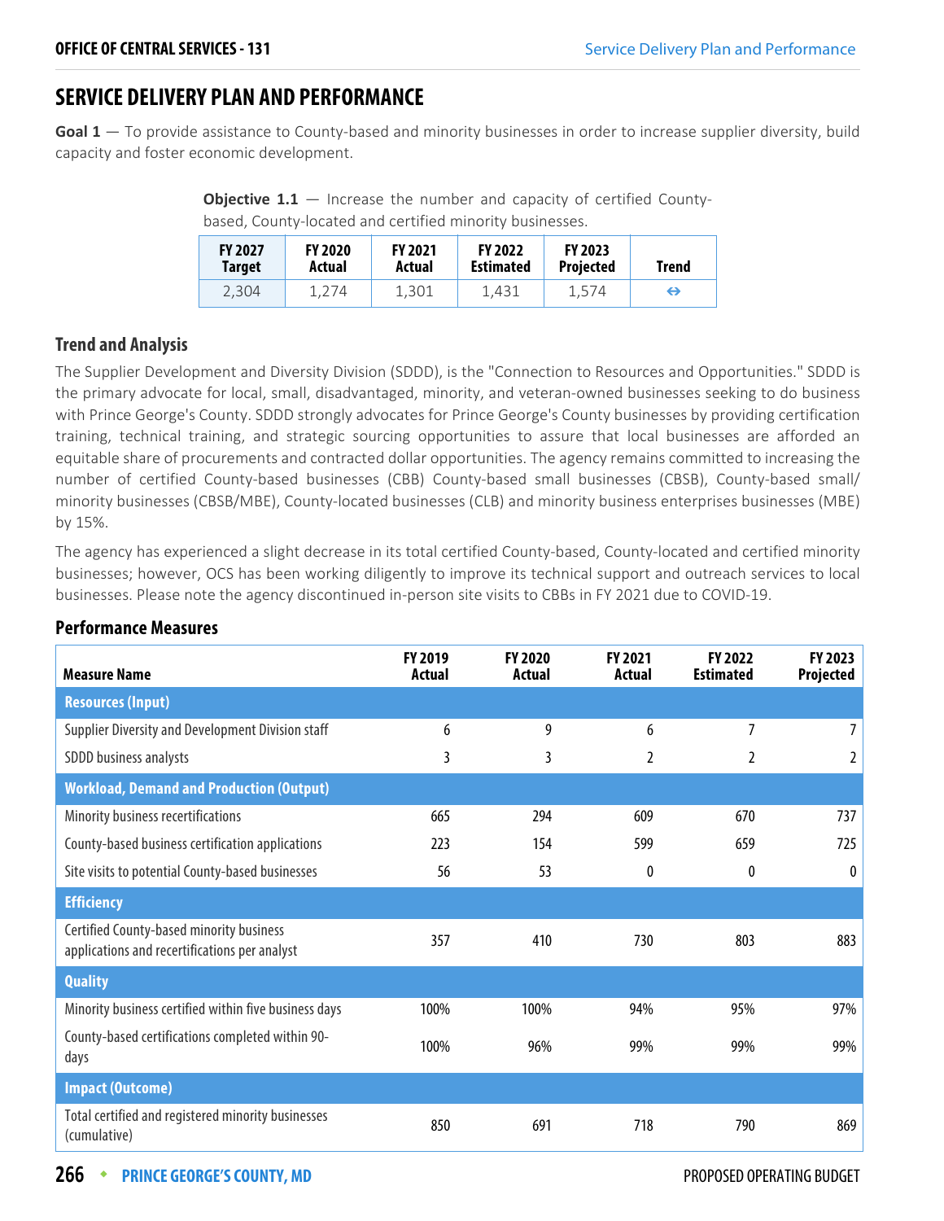# SERVICE DELIVERY PLAN AND PERFORMANCE

**Goal 1** — To provide assistance to County-based and minority businesses in order to increase supplier diversity, build capacity and foster economic development.

**Objective 1.1** — Increase the number and capacity of certified County-based, County-located and certified minority businesses.

| FY 2027 Target | FY 2020 Actual | FY 2021 Actual | FY 2022 Estimated | FY 2023 Projected | Trend |
|---|---|---|---|---|---|
| 2,304 | 1,274 | 1,301 | 1,431 | 1,574 | ⇔ |

### Trend and Analysis

The Supplier Development and Diversity Division (SDDD), is the "Connection to Resources and Opportunities." SDDD is the primary advocate for local, small, disadvantaged, minority, and veteran-owned businesses seeking to do business with Prince George's County. SDDD strongly advocates for Prince George's County businesses by providing certification training, technical training, and strategic sourcing opportunities to assure that local businesses are afforded an equitable share of procurements and contracted dollar opportunities. The agency remains committed to increasing the number of certified County-based businesses (CBB) County-based small businesses (CBSB), County-based small/ minority businesses (CBSB/MBE), County-located businesses (CLB) and minority business enterprises businesses (MBE) by 15%.

The agency has experienced a slight decrease in its total certified County-based, County-located and certified minority businesses; however, OCS has been working diligently to improve its technical support and outreach services to local businesses. Please note the agency discontinued in-person site visits to CBBs in FY 2021 due to COVID-19.

### Performance Measures

| Measure Name | FY 2019 Actual | FY 2020 Actual | FY 2021 Actual | FY 2022 Estimated | FY 2023 Projected |
|---|---|---|---|---|---|
| **Resources (Input)** | | | | | |
| Supplier Diversity and Development Division staff | 6 | 9 | 6 | 7 | 7 |
| SDDD business analysts | 3 | 3 | 2 | 2 | 2 |
| **Workload, Demand and Production (Output)** | | | | | |
| Minority business recertifications | 665 | 294 | 609 | 670 | 737 |
| County-based business certification applications | 223 | 154 | 599 | 659 | 725 |
| Site visits to potential County-based businesses | 56 | 53 | 0 | 0 | 0 |
| **Efficiency** | | | | | |
| Certified County-based minority business applications and recertifications per analyst | 357 | 410 | 730 | 803 | 883 |
| **Quality** | | | | | |
| Minority business certified within five business days | 100% | 100% | 94% | 95% | 97% |
| County-based certifications completed within 90-days | 100% | 96% | 99% | 99% | 99% |
| **Impact (Outcome)** | | | | | |
| Total certified and registered minority businesses (cumulative) | 850 | 691 | 718 | 790 | 869 |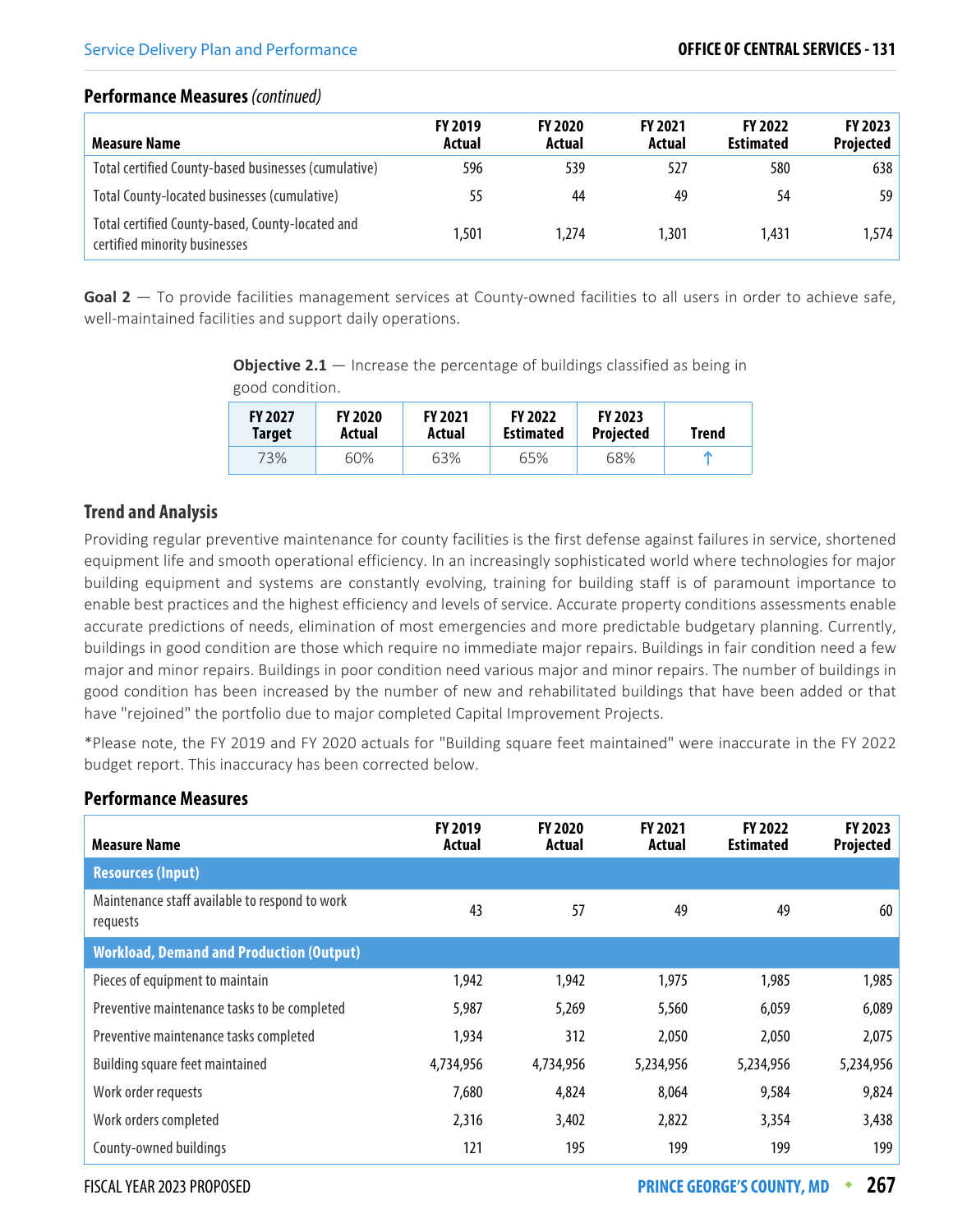### Performance Measures *(continued)*

| Measure Name | FY 2019 Actual | FY 2020 Actual | FY 2021 Actual | FY 2022 Estimated | FY 2023 Projected |
|---|---|---|---|---|---|
| Total certified County-based businesses (cumulative) | 596 | 539 | 527 | 580 | 638 |
| Total County-located businesses (cumulative) | 55 | 44 | 49 | 54 | 59 |
| Total certified County-based, County-located and certified minority businesses | 1,501 | 1,274 | 1,301 | 1,431 | 1,574 |

**Goal 2** — To provide facilities management services at County-owned facilities to all users in order to achieve safe, well-maintained facilities and support daily operations.

**Objective 2.1** — Increase the percentage of buildings classified as being in good condition.

| FY 2027 Target | FY 2020 Actual | FY 2021 Actual | FY 2022 Estimated | FY 2023 Projected | Trend |
|---|---|---|---|---|---|
| 73% | 60% | 63% | 65% | 68% | ↑ |

### Trend and Analysis

Providing regular preventive maintenance for county facilities is the first defense against failures in service, shortened equipment life and smooth operational efficiency. In an increasingly sophisticated world where technologies for major building equipment and systems are constantly evolving, training for building staff is of paramount importance to enable best practices and the highest efficiency and levels of service. Accurate property conditions assessments enable accurate predictions of needs, elimination of most emergencies and more predictable budgetary planning. Currently, buildings in good condition are those which require no immediate major repairs. Buildings in fair condition need a few major and minor repairs. Buildings in poor condition need various major and minor repairs. The number of buildings in good condition has been increased by the number of new and rehabilitated buildings that have been added or that have "rejoined" the portfolio due to major completed Capital Improvement Projects.

*Please note, the FY 2019 and FY 2020 actuals for "Building square feet maintained" were inaccurate in the FY 2022 budget report. This inaccuracy has been corrected below.

### Performance Measures

| Measure Name | FY 2019 Actual | FY 2020 Actual | FY 2021 Actual | FY 2022 Estimated | FY 2023 Projected |
|---|---|---|---|---|---|
| **Resources (Input)** | | | | | |
| Maintenance staff available to respond to work requests | 43 | 57 | 49 | 49 | 60 |
| **Workload, Demand and Production (Output)** | | | | | |
| Pieces of equipment to maintain | 1,942 | 1,942 | 1,975 | 1,985 | 1,985 |
| Preventive maintenance tasks to be completed | 5,987 | 5,269 | 5,560 | 6,059 | 6,089 |
| Preventive maintenance tasks completed | 1,934 | 312 | 2,050 | 2,050 | 2,075 |
| Building square feet maintained | 4,734,956 | 4,734,956 | 5,234,956 | 5,234,956 | 5,234,956 |
| Work order requests | 7,680 | 4,824 | 8,064 | 9,584 | 9,824 |
| Work orders completed | 2,316 | 3,402 | 2,822 | 3,354 | 3,438 |
| County-owned buildings | 121 | 195 | 199 | 199 | 199 |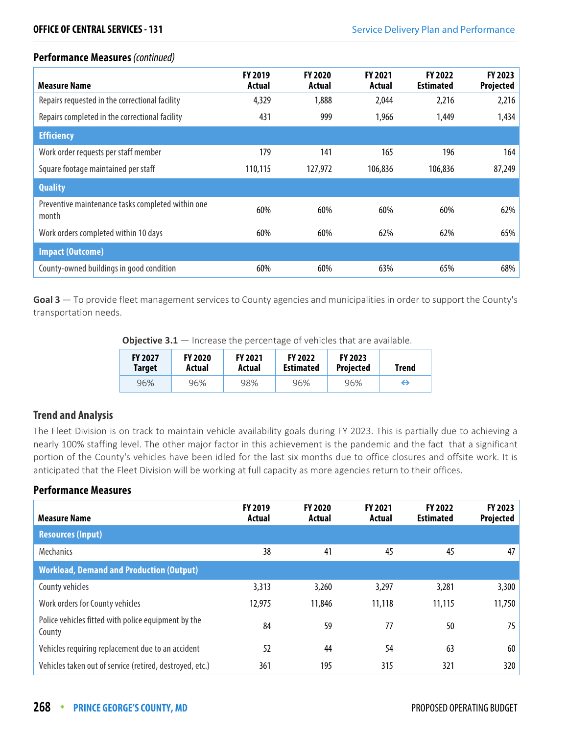### Performance Measures *(continued)*

| Measure Name | FY 2019 Actual | FY 2020 Actual | FY 2021 Actual | FY 2022 Estimated | FY 2023 Projected |
|---|---|---|---|---|---|
| Repairs requested in the correctional facility | 4,329 | 1,888 | 2,044 | 2,216 | 2,216 |
| Repairs completed in the correctional facility | 431 | 999 | 1,966 | 1,449 | 1,434 |
| **Efficiency** | | | | | |
| Work order requests per staff member | 179 | 141 | 165 | 196 | 164 |
| Square footage maintained per staff | 110,115 | 127,972 | 106,836 | 106,836 | 87,249 |
| **Quality** | | | | | |
| Preventive maintenance tasks completed within one month | 60% | 60% | 60% | 60% | 62% |
| Work orders completed within 10 days | 60% | 60% | 62% | 62% | 65% |
| **Impact (Outcome)** | | | | | |
| County-owned buildings in good condition | 60% | 60% | 63% | 65% | 68% |

**Goal 3** — To provide fleet management services to County agencies and municipalities in order to support the County's transportation needs.

**Objective 3.1** — Increase the percentage of vehicles that are available.

| FY 2027 Target | FY 2020 Actual | FY 2021 Actual | FY 2022 Estimated | FY 2023 Projected | Trend |
|---|---|---|---|---|---|
| 96% | 96% | 98% | 96% | 96% | ⇔ |

### Trend and Analysis

The Fleet Division is on track to maintain vehicle availability goals during FY 2023. This is partially due to achieving a nearly 100% staffing level. The other major factor in this achievement is the pandemic and the fact that a significant portion of the County's vehicles have been idled for the last six months due to office closures and offsite work. It is anticipated that the Fleet Division will be working at full capacity as more agencies return to their offices.

### Performance Measures

| Measure Name | FY 2019 Actual | FY 2020 Actual | FY 2021 Actual | FY 2022 Estimated | FY 2023 Projected |
|---|---|---|---|---|---|
| **Resources (Input)** | | | | | |
| Mechanics | 38 | 41 | 45 | 45 | 47 |
| **Workload, Demand and Production (Output)** | | | | | |
| County vehicles | 3,313 | 3,260 | 3,297 | 3,281 | 3,300 |
| Work orders for County vehicles | 12,975 | 11,846 | 11,118 | 11,115 | 11,750 |
| Police vehicles fitted with police equipment by the County | 84 | 59 | 77 | 50 | 75 |
| Vehicles requiring replacement due to an accident | 52 | 44 | 54 | 63 | 60 |
| Vehicles taken out of service (retired, destroyed, etc.) | 361 | 195 | 315 | 321 | 320 |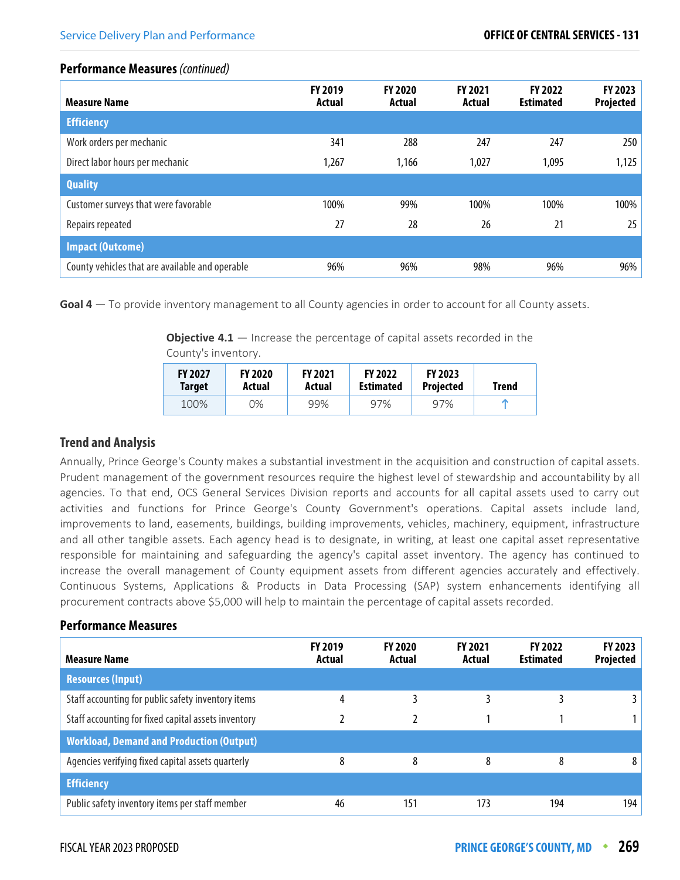### Performance Measures *(continued)*

| Measure Name | FY 2019 Actual | FY 2020 Actual | FY 2021 Actual | FY 2022 Estimated | FY 2023 Projected |
|---|---|---|---|---|---|
| **Efficiency** | | | | | |
| Work orders per mechanic | 341 | 288 | 247 | 247 | 250 |
| Direct labor hours per mechanic | 1,267 | 1,166 | 1,027 | 1,095 | 1,125 |
| **Quality** | | | | | |
| Customer surveys that were favorable | 100% | 99% | 100% | 100% | 100% |
| Repairs repeated | 27 | 28 | 26 | 21 | 25 |
| **Impact (Outcome)** | | | | | |
| County vehicles that are available and operable | 96% | 96% | 98% | 96% | 96% |

**Goal 4** — To provide inventory management to all County agencies in order to account for all County assets.

**Objective 4.1** — Increase the percentage of capital assets recorded in the County's inventory.

| FY 2027 Target | FY 2020 Actual | FY 2021 Actual | FY 2022 Estimated | FY 2023 Projected | Trend |
|---|---|---|---|---|---|
| 100% | 0% | 99% | 97% | 97% | ↑ |

### Trend and Analysis

Annually, Prince George's County makes a substantial investment in the acquisition and construction of capital assets. Prudent management of the government resources require the highest level of stewardship and accountability by all agencies. To that end, OCS General Services Division reports and accounts for all capital assets used to carry out activities and functions for Prince George's County Government's operations. Capital assets include land, improvements to land, easements, buildings, building improvements, vehicles, machinery, equipment, infrastructure and all other tangible assets. Each agency head is to designate, in writing, at least one capital asset representative responsible for maintaining and safeguarding the agency's capital asset inventory. The agency has continued to increase the overall management of County equipment assets from different agencies accurately and effectively. Continuous Systems, Applications & Products in Data Processing (SAP) system enhancements identifying all procurement contracts above $5,000 will help to maintain the percentage of capital assets recorded.

### Performance Measures

| Measure Name | FY 2019 Actual | FY 2020 Actual | FY 2021 Actual | FY 2022 Estimated | FY 2023 Projected |
|---|---|---|---|---|---|
| **Resources (Input)** | | | | | |
| Staff accounting for public safety inventory items | 4 | 3 | 3 | 3 | 3 |
| Staff accounting for fixed capital assets inventory | 2 | 2 | 1 | 1 | 1 |
| **Workload, Demand and Production (Output)** | | | | | |
| Agencies verifying fixed capital assets quarterly | 8 | 8 | 8 | 8 | 8 |
| **Efficiency** | | | | | |
| Public safety inventory items per staff member | 46 | 151 | 173 | 194 | 194 |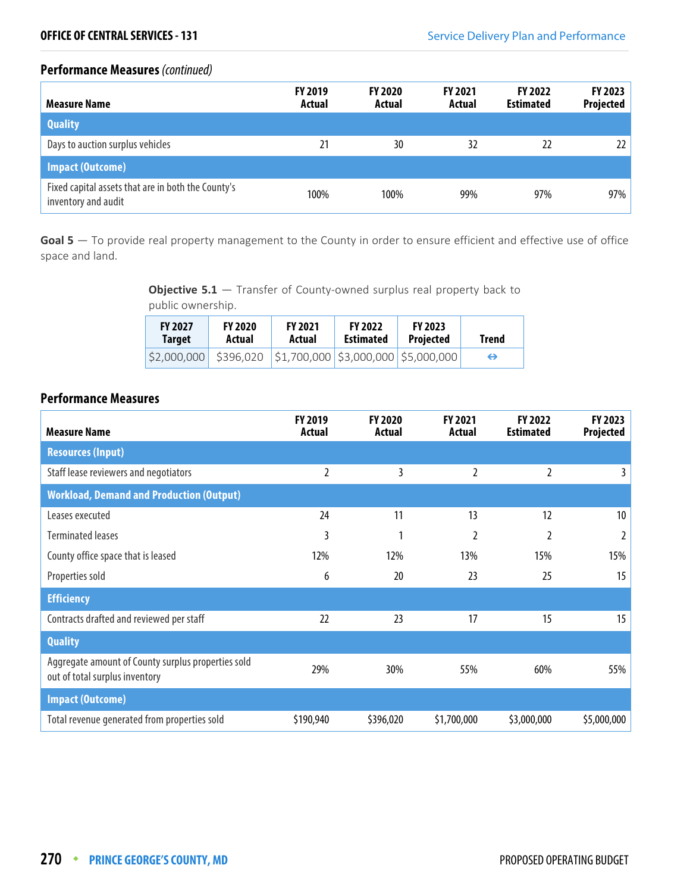### Performance Measures *(continued)*

| Measure Name | FY 2019 Actual | FY 2020 Actual | FY 2021 Actual | FY 2022 Estimated | FY 2023 Projected |
|---|---|---|---|---|---|
| **Quality** | | | | | |
| Days to auction surplus vehicles | 21 | 30 | 32 | 22 | 22 |
| **Impact (Outcome)** | | | | | |
| Fixed capital assets that are in both the County's inventory and audit | 100% | 100% | 99% | 97% | 97% |

**Goal 5** — To provide real property management to the County in order to ensure efficient and effective use of office space and land.

**Objective 5.1** — Transfer of County-owned surplus real property back to public ownership.

| FY 2027 Target | FY 2020 Actual | FY 2021 Actual | FY 2022 Estimated | FY 2023 Projected | Trend |
|---|---|---|---|---|---|
| $2,000,000 | $396,020 | $1,700,000 | $3,000,000 | $5,000,000 | ⇔ |

### Performance Measures

| Measure Name | FY 2019 Actual | FY 2020 Actual | FY 2021 Actual | FY 2022 Estimated | FY 2023 Projected |
|---|---|---|---|---|---|
| **Resources (Input)** | | | | | |
| Staff lease reviewers and negotiators | 2 | 3 | 2 | 2 | 3 |
| **Workload, Demand and Production (Output)** | | | | | |
| Leases executed | 24 | 11 | 13 | 12 | 10 |
| Terminated leases | 3 | 1 | 2 | 2 | 2 |
| County office space that is leased | 12% | 12% | 13% | 15% | 15% |
| Properties sold | 6 | 20 | 23 | 25 | 15 |
| **Efficiency** | | | | | |
| Contracts drafted and reviewed per staff | 22 | 23 | 17 | 15 | 15 |
| **Quality** | | | | | |
| Aggregate amount of County surplus properties sold out of total surplus inventory | 29% | 30% | 55% | 60% | 55% |
| **Impact (Outcome)** | | | | | |
| Total revenue generated from properties sold | $190,940 | $396,020 | $1,700,000 | $3,000,000 | $5,000,000 |